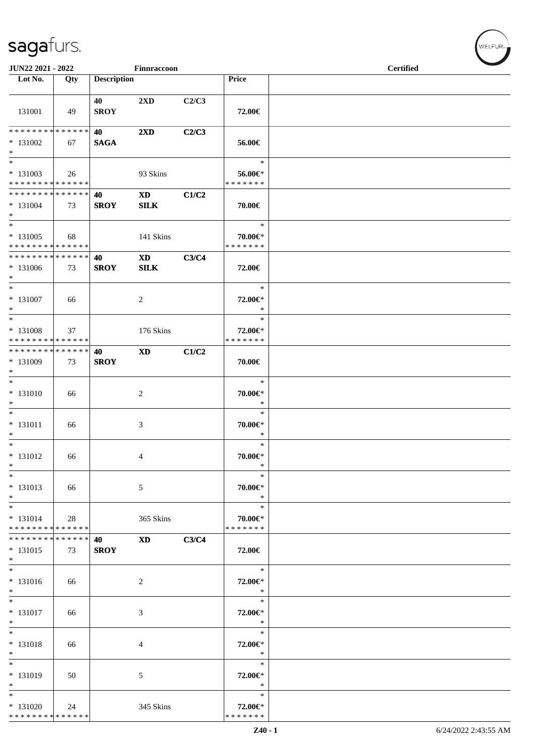| Lot No. | Qty | Description | | | Price | |
|---|---|---|---|---|---|---|
| 131001 | 49 | 40 SROY | 2XD | C2/C3 | 72.00€ | |
| * * * * * * * * * * * * * * * 131002 * | 67 | 40 SAGA | 2XD | C2/C3 | 56.00€ | |
| * * 131003 * * * * * * * * * * * * * * | 26 | | 93 Skins | | * 56.00€* * * * * * * * | |
| * * * * * * * * * * * * * * * 131004 * | 73 | 40 SROY | XD SILK | C1/C2 | 70.00€ | |
| * * 131005 * * * * * * * * * * * * * * | 68 | | 141 Skins | | * 70.00€* * * * * * * * | |
| * * * * * * * * * * * * * * * 131006 * | 73 | 40 SROY | XD SILK | C3/C4 | 72.00€ | |
| * * 131007 * | 66 | | 2 | | * 72.00€* * | |
| * * 131008 * * * * * * * * * * * * * * | 37 | | 176 Skins | | * 72.00€* * * * * * * * | |
| * * * * * * * * * * * * * * * 131009 * | 73 | 40 SROY | XD | C1/C2 | 70.00€ | |
| * * 131010 * | 66 | | 2 | | * 70.00€* * | |
| * * 131011 * | 66 | | 3 | | * 70.00€* * | |
| * * 131012 * | 66 | | 4 | | * 70.00€* * | |
| * * 131013 * | 66 | | 5 | | * 70.00€* * | |
| * * 131014 * * * * * * * * * * * * * * | 28 | | 365 Skins | | * 70.00€* * * * * * * * | |
| * * * * * * * * * * * * * * * 131015 * | 73 | 40 SROY | XD | C3/C4 | 72.00€ | |
| * * 131016 * | 66 | | 2 | | * 72.00€* * | |
| * * 131017 * | 66 | | 3 | | * 72.00€* * | |
| * * 131018 * | 66 | | 4 | | * 72.00€* * | |
| * * 131019 * | 50 | | 5 | | * 72.00€* * | |
| * * 131020 * * * * * * * * * * * * * * | 24 | | 345 Skins | | * 72.00€* * * * * * * * | |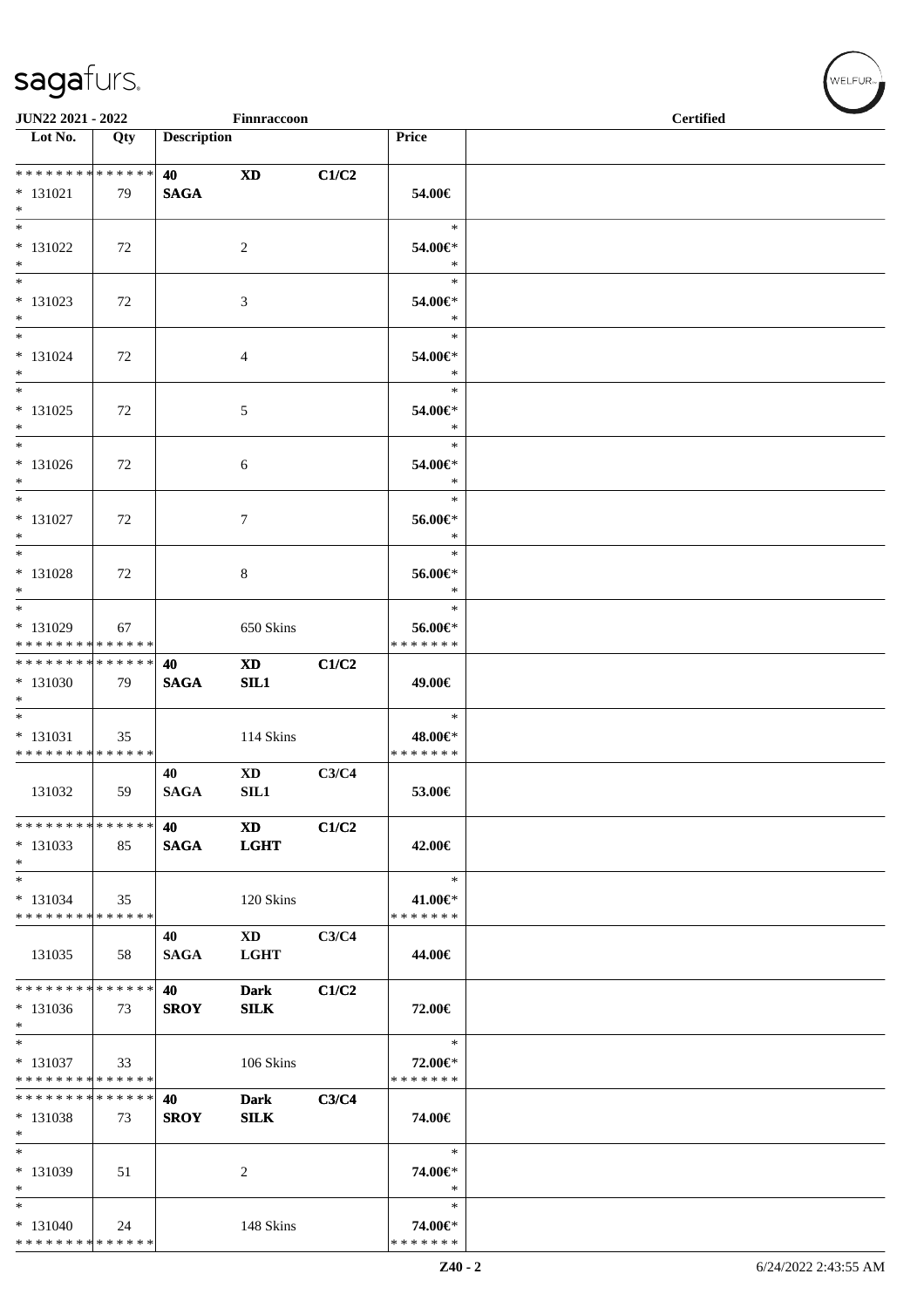| Lot No. | Qty | Description | | | Price |
|---|---|---|---|---|---|
| * * * * * * * * * * * * * * | | 40 | XD | C1/C2 | |
| * 131021 | 79 | SAGA | | | 54.00€ |
| * | | | | | |
| * | | | | | * |
| * 131022 | 72 | | 2 | | 54.00€* |
| * | | | | | * |
| * | | | | | * |
| * 131023 | 72 | | 3 | | 54.00€* |
| * | | | | | * |
| * | | | | | * |
| * 131024 | 72 | | 4 | | 54.00€* |
| * | | | | | * |
| * | | | | | * |
| * 131025 | 72 | | 5 | | 54.00€* |
| * | | | | | * |
| * | | | | | * |
| * 131026 | 72 | | 6 | | 54.00€* |
| * | | | | | * |
| * | | | | | * |
| * 131027 | 72 | | 7 | | 56.00€* |
| * | | | | | * |
| * | | | | | * |
| * 131028 | 72 | | 8 | | 56.00€* |
| * | | | | | * |
| * | | | | | * |
| * 131029 | 67 | | 650 Skins | | 56.00€* |
| * * * * * * * * * * * * * * | | | | | * * * * * * * |
| * * * * * * * * * * * * * * | | 40 | XD | C1/C2 | |
| * 131030 | 79 | SAGA | SIL1 | | 49.00€ |
| * | | | | | |
| * | | | | | * |
| * 131031 | 35 | | 114 Skins | | 48.00€* |
| * * * * * * * * * * * * * * | | | | | * * * * * * * |
| | | 40 | XD | C3/C4 | |
| 131032 | 59 | SAGA | SIL1 | | 53.00€ |
| * * * * * * * * * * * * * * | | 40 | XD | C1/C2 | |
| * 131033 | 85 | SAGA | LGHT | | 42.00€ |
| * | | | | | |
| * | | | | | * |
| * 131034 | 35 | | 120 Skins | | 41.00€* |
| * * * * * * * * * * * * * * | | | | | * * * * * * * |
| | | 40 | XD | C3/C4 | |
| 131035 | 58 | SAGA | LGHT | | 44.00€ |
| * * * * * * * * * * * * * * | | 40 | Dark | C1/C2 | |
| * 131036 | 73 | SROY | SILK | | 72.00€ |
| * | | | | | |
| * | | | | | * |
| * 131037 | 33 | | 106 Skins | | 72.00€* |
| * * * * * * * * * * * * * * | | | | | * * * * * * * |
| * * * * * * * * * * * * * * | | 40 | Dark | C3/C4 | |
| * 131038 | 73 | SROY | SILK | | 74.00€ |
| * | | | | | |
| * | | | | | * |
| * 131039 | 51 | | 2 | | 74.00€* |
| * | | | | | * |
| * | | | | | * |
| * 131040 | 24 | | 148 Skins | | 74.00€* |
| * * * * * * * * * * * * * * | | | | | * * * * * * * |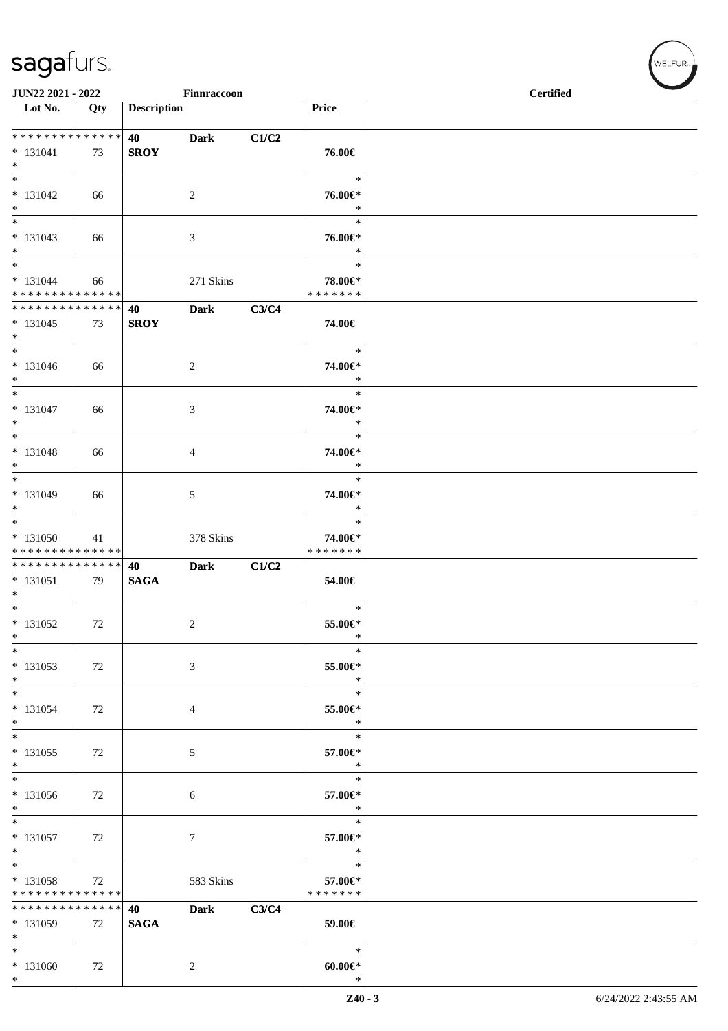| Lot No. | Qty | Description | | | Price | |
|---|---|---|---|---|---|---|
| * * * * * * * * * * * * * * | | 40 | Dark | C1/C2 | | |
| * 131041 | 73 | SROY | | | 76.00€ | |
| * | | | | | | |
| * | | | | | * | |
| * 131042 | 66 | | 2 | | 76.00€* | |
| * | | | | | * | |
| * | | | | | * | |
| * 131043 | 66 | | 3 | | 76.00€* | |
| * | | | | | * | |
| * | | | | | * | |
| * 131044 | 66 | | 271 Skins | | 78.00€* | |
| * * * * * * * * * * * * * * | | | | | * * * * * * * | |
| * * * * * * * * * * * * * * | | 40 | Dark | C3/C4 | | |
| * 131045 | 73 | SROY | | | 74.00€ | |
| * | | | | | | |
| * | | | | | * | |
| * 131046 | 66 | | 2 | | 74.00€* | |
| * | | | | | * | |
| * | | | | | * | |
| * 131047 | 66 | | 3 | | 74.00€* | |
| * | | | | | * | |
| * | | | | | * | |
| * 131048 | 66 | | 4 | | 74.00€* | |
| * | | | | | * | |
| * | | | | | * | |
| * 131049 | 66 | | 5 | | 74.00€* | |
| * | | | | | * | |
| * | | | | | * | |
| * 131050 | 41 | | 378 Skins | | 74.00€* | |
| * * * * * * * * * * * * * * | | | | | * * * * * * * | |
| * * * * * * * * * * * * * * | | 40 | Dark | C1/C2 | | |
| * 131051 | 79 | SAGA | | | 54.00€ | |
| * | | | | | | |
| * | | | | | * | |
| * 131052 | 72 | | 2 | | 55.00€* | |
| * | | | | | * | |
| * | | | | | * | |
| * 131053 | 72 | | 3 | | 55.00€* | |
| * | | | | | * | |
| * | | | | | * | |
| * 131054 | 72 | | 4 | | 55.00€* | |
| * | | | | | * | |
| * | | | | | * | |
| * 131055 | 72 | | 5 | | 57.00€* | |
| * | | | | | * | |
| * | | | | | * | |
| * 131056 | 72 | | 6 | | 57.00€* | |
| * | | | | | * | |
| * | | | | | * | |
| * 131057 | 72 | | 7 | | 57.00€* | |
| * | | | | | * | |
| * | | | | | * | |
| * 131058 | 72 | | 583 Skins | | 57.00€* | |
| * * * * * * * * * * * * * * | | | | | * * * * * * * | |
| * * * * * * * * * * * * * * | | 40 | Dark | C3/C4 | | |
| * 131059 | 72 | SAGA | | | 59.00€ | |
| * | | | | | | |
| * | | | | | * | |
| * 131060 | 72 | | 2 | | 60.00€* | |
| * | | | | | * | |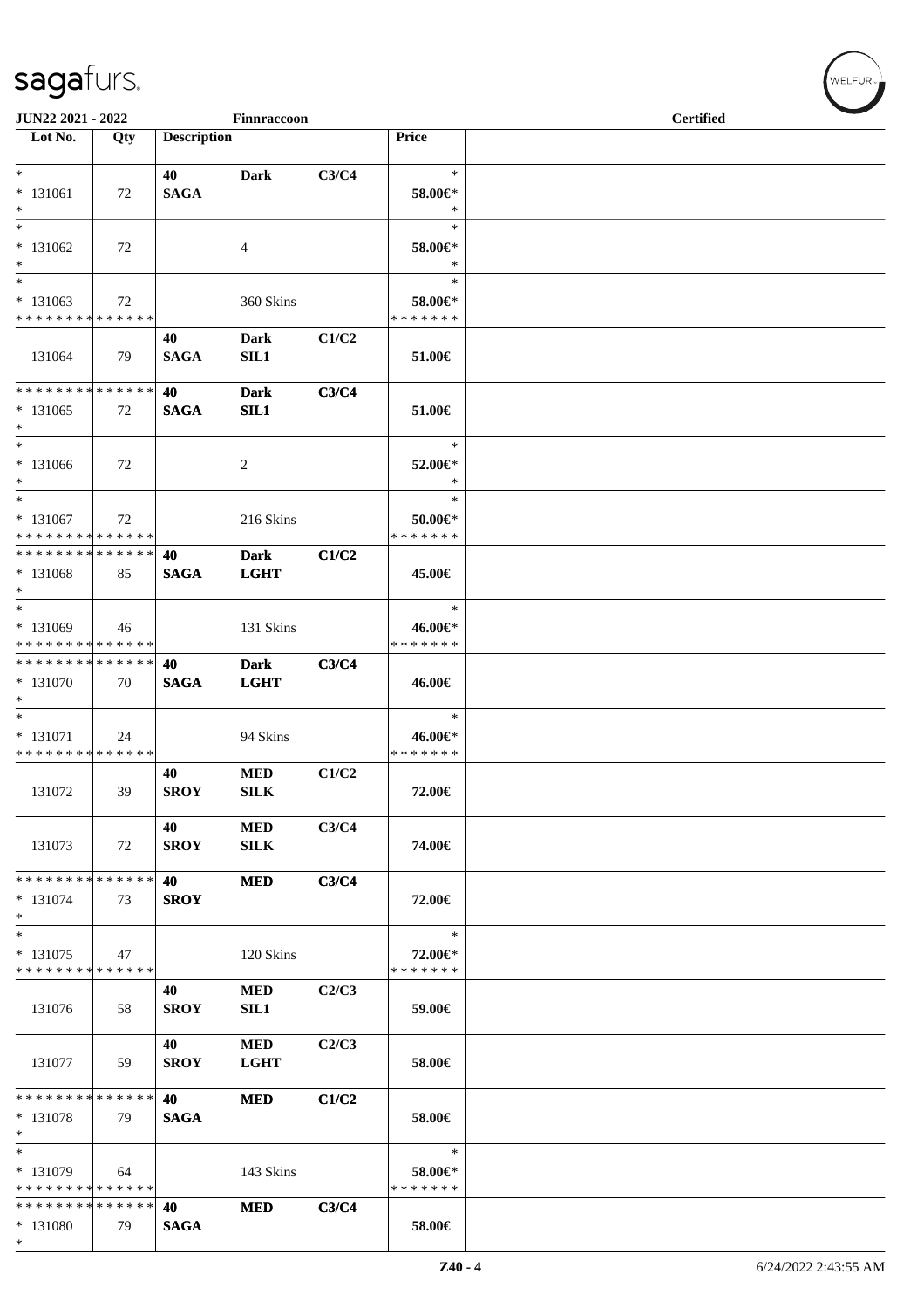JUN22 2021 - 2022 Finnraccoon Certified

| Lot No. | Qty | Description | | | Price |
|---|---|---|---|---|---|
| * | | 40 | Dark | C3/C4 | * |
| * 131061 | 72 | SAGA | | | 58.00€* |
| * | | | | | * |
| * | | | | | * |
| * 131062 | 72 | | 4 | | 58.00€* |
| * | | | | | * |
| * | | | | | * |
| * 131063 | 72 | | 360 Skins | | 58.00€* |
| * * * * * * * * * * * * * * | | | | | * * * * * * * |
| | | 40 | Dark | C1/C2 | |
| 131064 | 79 | SAGA | SIL1 | | 51.00€ |
| * * * * * * * * * * * * * * | | 40 | Dark | C3/C4 | |
| * 131065 | 72 | SAGA | SIL1 | | 51.00€ |
| * | | | | | |
| * | | | | | * |
| * 131066 | 72 | | 2 | | 52.00€* |
| * | | | | | * |
| * | | | | | * |
| * 131067 | 72 | | 216 Skins | | 50.00€* |
| * * * * * * * * * * * * * * | | | | | * * * * * * * |
| * * * * * * * * * * * * * * | | 40 | Dark | C1/C2 | |
| * 131068 | 85 | SAGA | LGHT | | 45.00€ |
| * | | | | | |
| * | | | | | * |
| * 131069 | 46 | | 131 Skins | | 46.00€* |
| * * * * * * * * * * * * * * | | | | | * * * * * * * |
| * * * * * * * * * * * * * * | | 40 | Dark | C3/C4 | |
| * 131070 | 70 | SAGA | LGHT | | 46.00€ |
| * | | | | | |
| * | | | | | * |
| * 131071 | 24 | | 94 Skins | | 46.00€* |
| * * * * * * * * * * * * * * | | | | | * * * * * * * |
| | | 40 | MED | C1/C2 | |
| 131072 | 39 | SROY | SILK | | 72.00€ |
| | | 40 | MED | C3/C4 | |
| 131073 | 72 | SROY | SILK | | 74.00€ |
| * * * * * * * * * * * * * * | | 40 | MED | C3/C4 | |
| * 131074 | 73 | SROY | | | 72.00€ |
| * | | | | | |
| * | | | | | * |
| * 131075 | 47 | | 120 Skins | | 72.00€* |
| * * * * * * * * * * * * * * | | | | | * * * * * * * |
| | | 40 | MED | C2/C3 | |
| 131076 | 58 | SROY | SIL1 | | 59.00€ |
| | | 40 | MED | C2/C3 | |
| 131077 | 59 | SROY | LGHT | | 58.00€ |
| * * * * * * * * * * * * * * | | 40 | MED | C1/C2 | |
| * 131078 | 79 | SAGA | | | 58.00€ |
| * | | | | | |
| * | | | | | * |
| * 131079 | 64 | | 143 Skins | | 58.00€* |
| * * * * * * * * * * * * * * | | | | | * * * * * * * |
| * * * * * * * * * * * * * * | | 40 | MED | C3/C4 | |
| * 131080 | 79 | SAGA | | | 58.00€ |
| * | | | | | |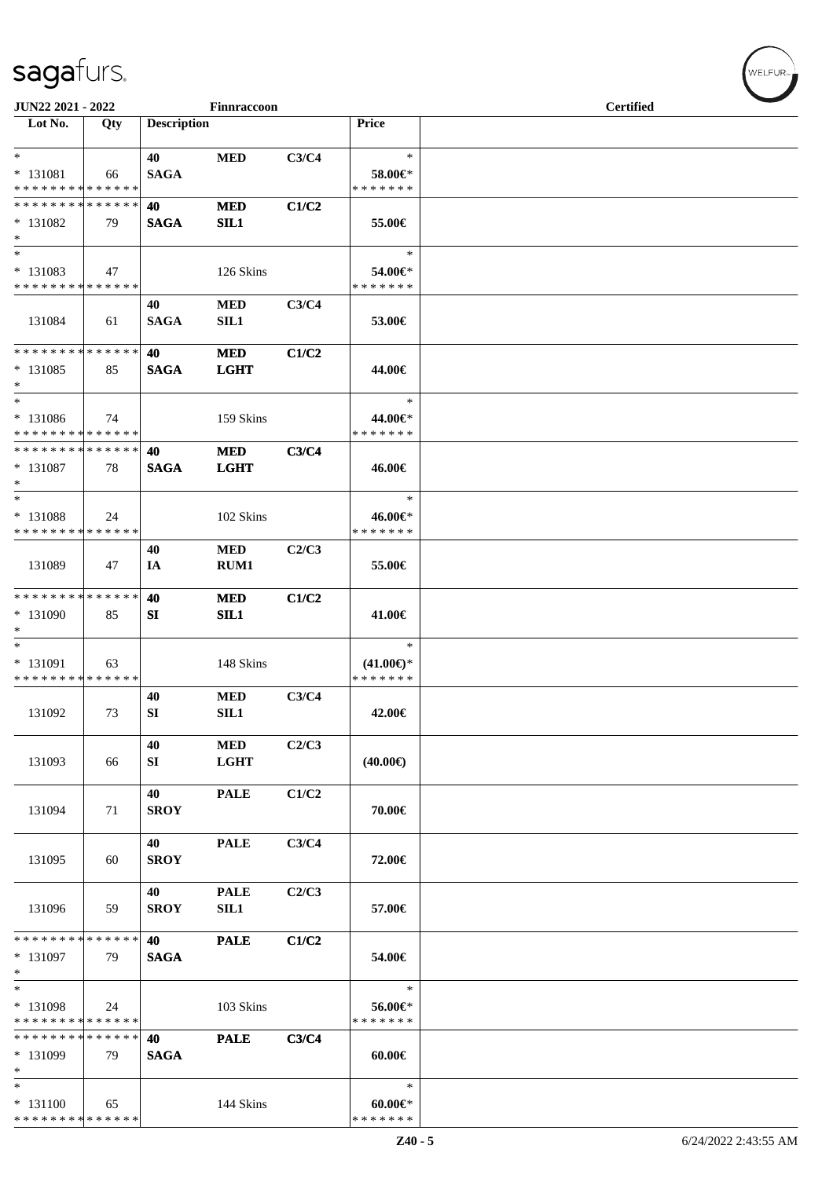JUN22 2021 - 2022 Finnraccoon Certified

| Lot No. | Qty | Description | | | Price |
|---|---|---|---|---|---|
| * | | 40 | MED | C3/C4 | * |
| * 131081 | 66 | SAGA | | | 58.00€* |
| * * * * * * * * * * * * * * | | | | | * * * * * * * |
| * * * * * * * * * * * * * * | | 40 | MED | C1/C2 | |
| * 131082 | 79 | SAGA | SIL1 | | 55.00€ |
| * | | | | | |
| * | | | | | * |
| * 131083 | 47 | | 126 Skins | | 54.00€* |
| * * * * * * * * * * * * * * | | | | | * * * * * * * |
| | | 40 | MED | C3/C4 | |
| 131084 | 61 | SAGA | SIL1 | | 53.00€ |
| * * * * * * * * * * * * * * | | 40 | MED | C1/C2 | |
| * 131085 | 85 | SAGA | LGHT | | 44.00€ |
| * | | | | | |
| * | | | | | * |
| * 131086 | 74 | | 159 Skins | | 44.00€* |
| * * * * * * * * * * * * * * | | | | | * * * * * * * |
| * * * * * * * * * * * * * * | | 40 | MED | C3/C4 | |
| * 131087 | 78 | SAGA | LGHT | | 46.00€ |
| * | | | | | |
| * | | | | | * |
| * 131088 | 24 | | 102 Skins | | 46.00€* |
| * * * * * * * * * * * * * * | | | | | * * * * * * * |
| | | 40 | MED | C2/C3 | |
| 131089 | 47 | IA | RUM1 | | 55.00€ |
| * * * * * * * * * * * * * * | | 40 | MED | C1/C2 | |
| * 131090 | 85 | SI | SIL1 | | 41.00€ |
| * | | | | | |
| * | | | | | * |
| * 131091 | 63 | | 148 Skins | | (41.00€)* |
| * * * * * * * * * * * * * * | | | | | * * * * * * * |
| | | 40 | MED | C3/C4 | |
| 131092 | 73 | SI | SIL1 | | 42.00€ |
| | | 40 | MED | C2/C3 | |
| 131093 | 66 | SI | LGHT | | (40.00€) |
| | | 40 | PALE | C1/C2 | |
| 131094 | 71 | SROY | | | 70.00€ |
| | | 40 | PALE | C3/C4 | |
| 131095 | 60 | SROY | | | 72.00€ |
| | | 40 | PALE | C2/C3 | |
| 131096 | 59 | SROY | SIL1 | | 57.00€ |
| * * * * * * * * * * * * * * | | 40 | PALE | C1/C2 | |
| * 131097 | 79 | SAGA | | | 54.00€ |
| * | | | | | |
| * | | | | | * |
| * 131098 | 24 | | 103 Skins | | 56.00€* |
| * * * * * * * * * * * * * * | | | | | * * * * * * * |
| * * * * * * * * * * * * * * | | 40 | PALE | C3/C4 | |
| * 131099 | 79 | SAGA | | | 60.00€ |
| * | | | | | |
| * | | | | | * |
| * 131100 | 65 | | 144 Skins | | 60.00€* |
| * * * * * * * * * * * * * * | | | | | * * * * * * * |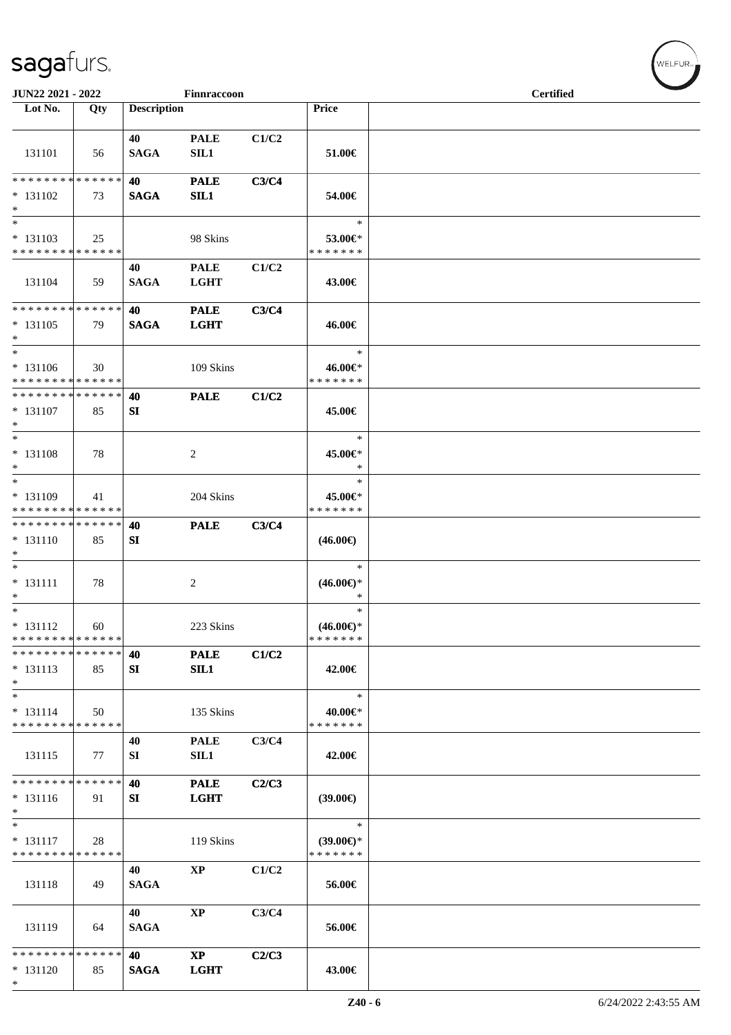| Lot No. | Qty | Description | | | Price | |
|---|---|---|---|---|---|---|
| 131101 | 56 | 40 SAGA | PALE SIL1 | C1/C2 | 51.00€ | |
| * * * * * * * * * * * * * * * 131102 * | 73 | 40 SAGA | PALE SIL1 | C3/C4 | 54.00€ | |
| * * 131103 * * * * * * * * * * * * * * | 25 | | 98 Skins | | * 53.00€* * * * * * * * | |
| 131104 | 59 | 40 SAGA | PALE LGHT | C1/C2 | 43.00€ | |
| * * * * * * * * * * * * * * * 131105 * | 79 | 40 SAGA | PALE LGHT | C3/C4 | 46.00€ | |
| * * 131106 * * * * * * * * * * * * * * | 30 | | 109 Skins | | * 46.00€* * * * * * * * | |
| * * * * * * * * * * * * * * * 131107 * | 85 | 40 SI | PALE | C1/C2 | 45.00€ | |
| * * 131108 * | 78 | | 2 | | * 45.00€* * | |
| * * 131109 * * * * * * * * * * * * * * | 41 | | 204 Skins | | * 45.00€* * * * * * * * | |
| * * * * * * * * * * * * * * * 131110 * | 85 | 40 SI | PALE | C3/C4 | (46.00€) | |
| * * 131111 * | 78 | | 2 | | * (46.00€)* * | |
| * * 131112 * * * * * * * * * * * * * * | 60 | | 223 Skins | | * (46.00€)* * * * * * * * | |
| * * * * * * * * * * * * * * * 131113 * | 85 | 40 SI | PALE SIL1 | C1/C2 | 42.00€ | |
| * * 131114 * * * * * * * * * * * * * * | 50 | | 135 Skins | | * 40.00€* * * * * * * * | |
| 131115 | 77 | 40 SI | PALE SIL1 | C3/C4 | 42.00€ | |
| * * * * * * * * * * * * * * * 131116 * | 91 | 40 SI | PALE LGHT | C2/C3 | (39.00€) | |
| * * 131117 * * * * * * * * * * * * * * | 28 | | 119 Skins | | * (39.00€)* * * * * * * * | |
| 131118 | 49 | 40 SAGA | XP | C1/C2 | 56.00€ | |
| 131119 | 64 | 40 SAGA | XP | C3/C4 | 56.00€ | |
| * * * * * * * * * * * * * * * 131120 * | 85 | 40 SAGA | XP LGHT | C2/C3 | 43.00€ | |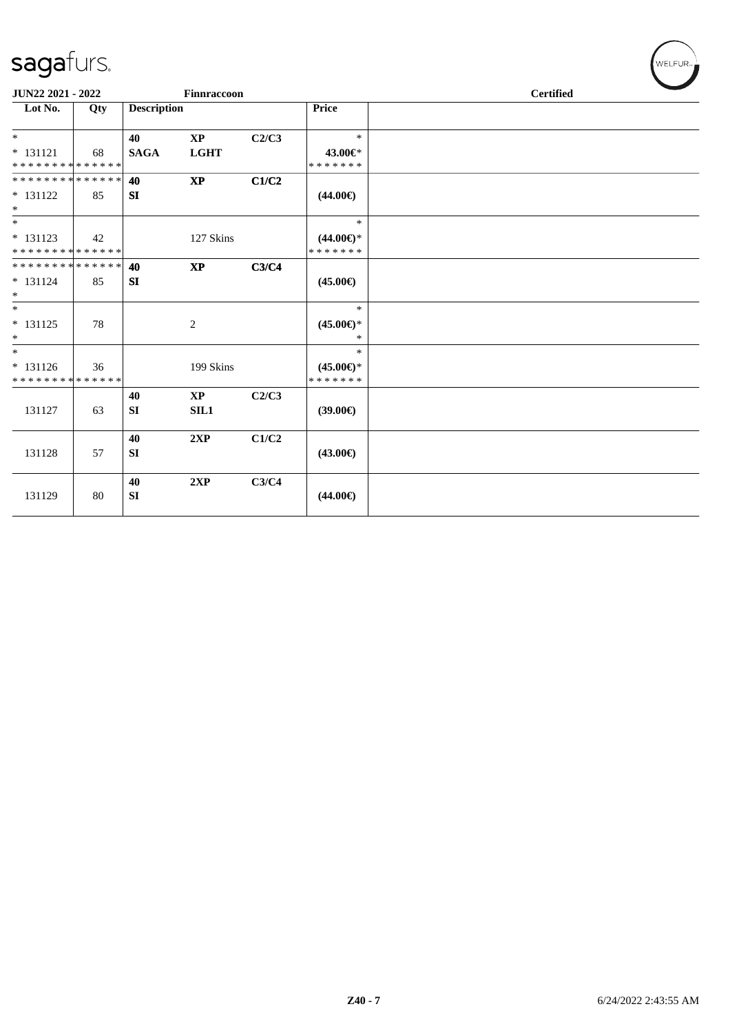**JUN22 2021 - 2022** | **Finnraccoon** | **Certified**

| Lot No. | Qty | Description | | | Price | |
|---|---|---|---|---|---|---|
| *<br>* 131121<br>* * * * * * * * * * * * * * | 68 | 40<br>SAGA | XP<br>LGHT | C2/C3 | *<br>43.00€*<br>* * * * * * * | |
| * * * * * * * * * * * * * *<br>* 131122<br>* | 85 | 40<br>SI | XP | C1/C2 | (44.00€) | |
| *<br>* 131123<br>* * * * * * * * * * * * * * | 42 | | 127 Skins | | *<br>(44.00€)*<br>* * * * * * * | |
| * * * * * * * * * * * * * *<br>* 131124<br>* | 85 | 40<br>SI | XP | C3/C4 | (45.00€) | |
| *<br>* 131125<br>* | 78 | | 2 | | *<br>(45.00€)*<br>* | |
| *<br>* 131126<br>* * * * * * * * * * * * * * | 36 | | 199 Skins | | *<br>(45.00€)*<br>* * * * * * * | |
| 131127 | 63 | 40<br>SI | XP<br>SIL1 | C2/C3 | (39.00€) | |
| 131128 | 57 | 40<br>SI | 2XP | C1/C2 | (43.00€) | |
| 131129 | 80 | 40<br>SI | 2XP | C3/C4 | (44.00€) | |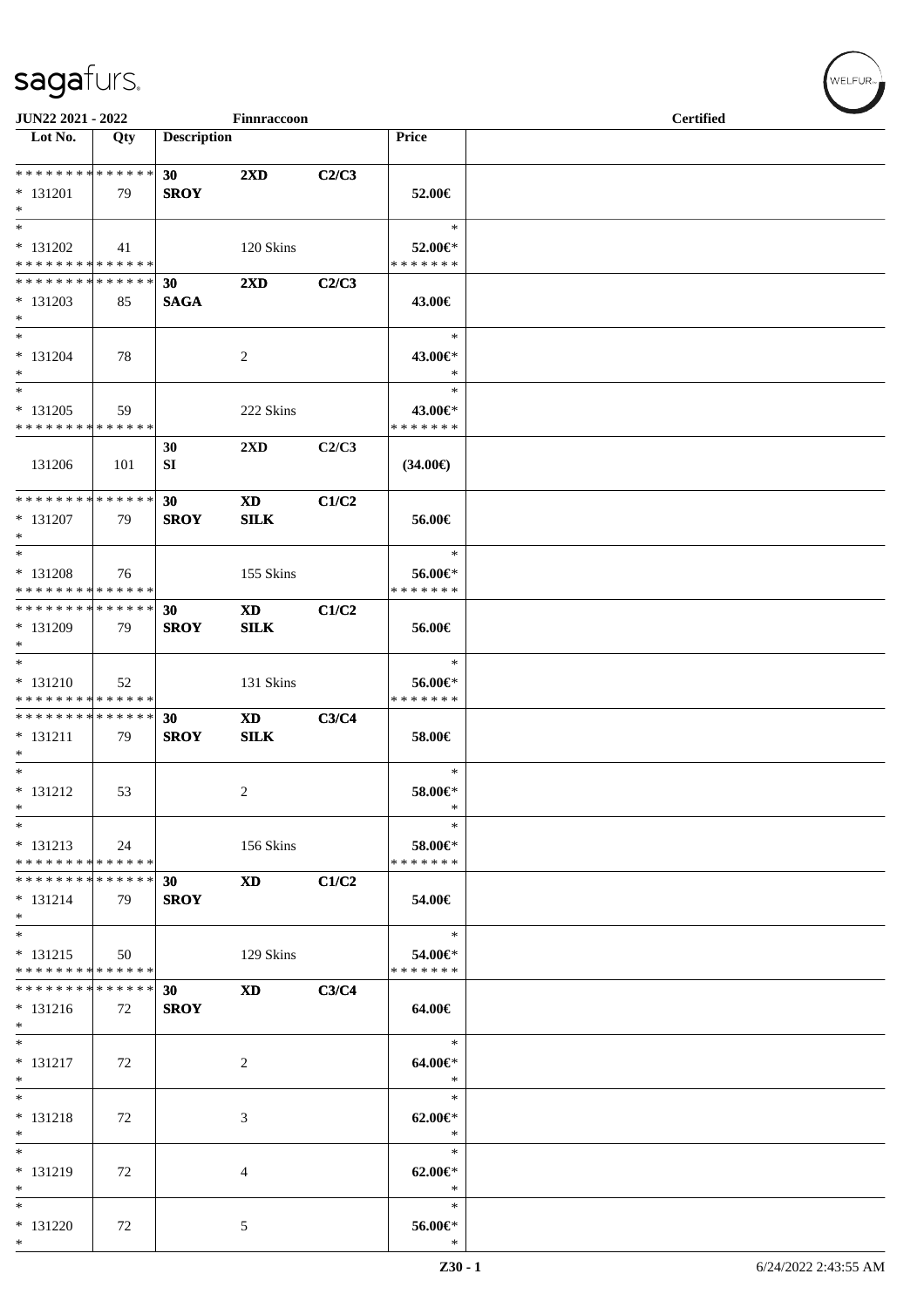JUN22 2021 - 2022 Finnraccoon Certified

| Lot No. | Qty | Description | | | Price |
|---|---|---|---|---|---|
| * * * * * * * * * * * * * * | | 30 | 2XD | C2/C3 | |
| * 131201 | 79 | SROY | | | 52.00€ |
| * | | | | | |
| * | | | | | * |
| * 131202 | 41 | | 120 Skins | | 52.00€* |
| * * * * * * * * * * * * * * | | | | | * * * * * * * |
| * * * * * * * * * * * * * * | | 30 | 2XD | C2/C3 | |
| * 131203 | 85 | SAGA | | | 43.00€ |
| * | | | | | |
| * | | | | | * |
| * 131204 | 78 | | 2 | | 43.00€* |
| * | | | | | * |
| * | | | | | * |
| * 131205 | 59 | | 222 Skins | | 43.00€* |
| * * * * * * * * * * * * * * | | | | | * * * * * * * |
| | | 30 | 2XD | C2/C3 | |
| 131206 | 101 | SI | | | (34.00€) |
| * * * * * * * * * * * * * * | | 30 | XD | C1/C2 | |
| * 131207 | 79 | SROY | SILK | | 56.00€ |
| * | | | | | |
| * | | | | | * |
| * 131208 | 76 | | 155 Skins | | 56.00€* |
| * * * * * * * * * * * * * * | | | | | * * * * * * * |
| * * * * * * * * * * * * * * | | 30 | XD | C1/C2 | |
| * 131209 | 79 | SROY | SILK | | 56.00€ |
| * | | | | | |
| * | | | | | * |
| * 131210 | 52 | | 131 Skins | | 56.00€* |
| * * * * * * * * * * * * * * | | | | | * * * * * * * |
| * * * * * * * * * * * * * * | | 30 | XD | C3/C4 | |
| * 131211 | 79 | SROY | SILK | | 58.00€ |
| * | | | | | |
| * | | | | | * |
| * 131212 | 53 | | 2 | | 58.00€* |
| * | | | | | * |
| * | | | | | * |
| * 131213 | 24 | | 156 Skins | | 58.00€* |
| * * * * * * * * * * * * * * | | | | | * * * * * * * |
| * * * * * * * * * * * * * * | | 30 | XD | C1/C2 | |
| * 131214 | 79 | SROY | | | 54.00€ |
| * | | | | | |
| * | | | | | * |
| * 131215 | 50 | | 129 Skins | | 54.00€* |
| * * * * * * * * * * * * * * | | | | | * * * * * * * |
| * * * * * * * * * * * * * * | | 30 | XD | C3/C4 | |
| * 131216 | 72 | SROY | | | 64.00€ |
| * | | | | | |
| * | | | | | * |
| * 131217 | 72 | | 2 | | 64.00€* |
| * | | | | | * |
| * | | | | | * |
| * 131218 | 72 | | 3 | | 62.00€* |
| * | | | | | * |
| * | | | | | * |
| * 131219 | 72 | | 4 | | 62.00€* |
| * | | | | | * |
| * | | | | | * |
| * 131220 | 72 | | 5 | | 56.00€* |
| * | | | | | * |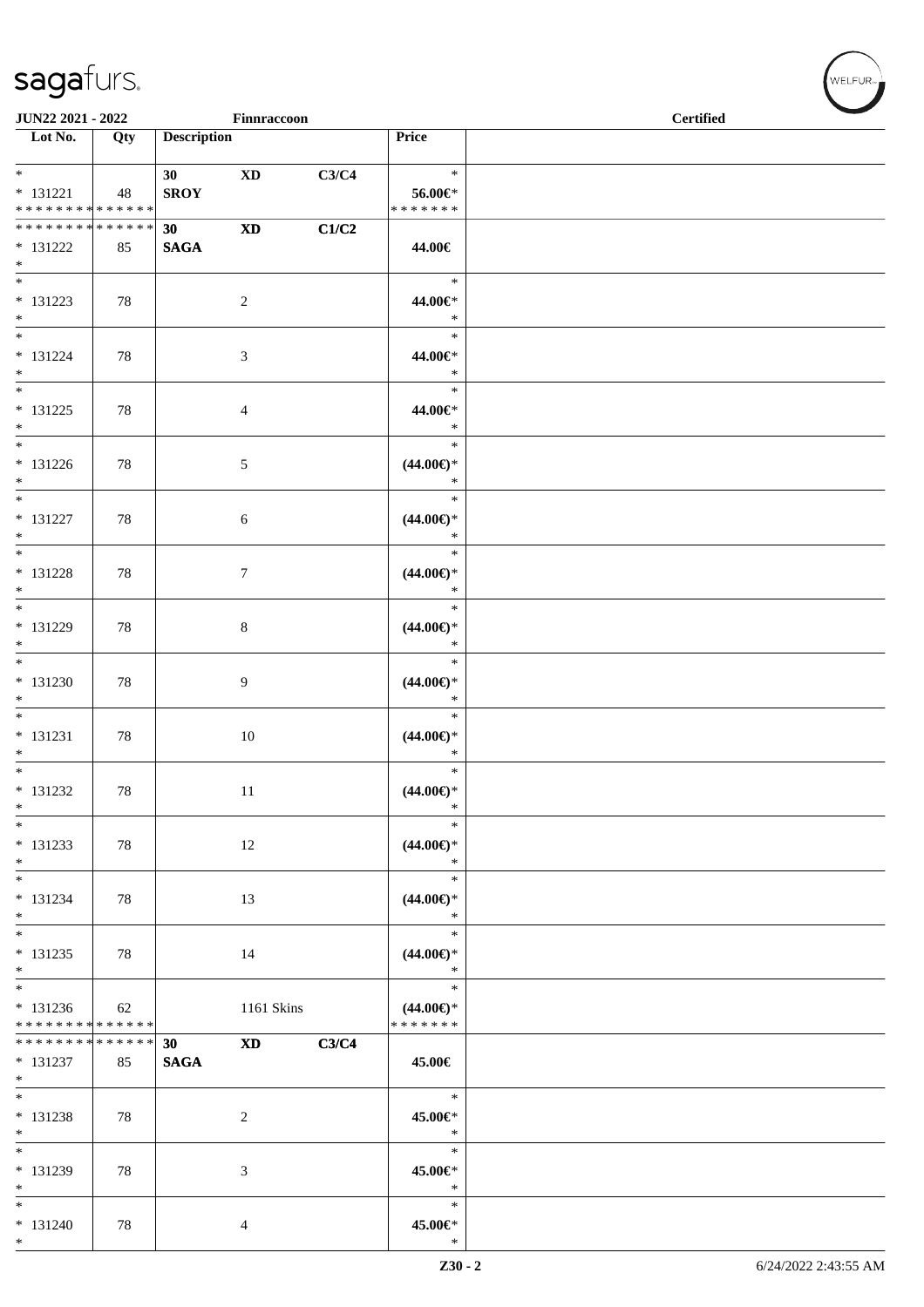JUN22 2021 - 2022 Finnraccoon Certified

| Lot No. | Qty | Description | | | Price |
|---|---|---|---|---|---|
| * 131221 | 48 | 30 SROY | XD | C3/C4 | 56.00€* |
| * 131222 | 85 | 30 SAGA | XD | C1/C2 | 44.00€ |
| * 131223 | 78 | | 2 | | 44.00€* |
| * 131224 | 78 | | 3 | | 44.00€* |
| * 131225 | 78 | | 4 | | 44.00€* |
| * 131226 | 78 | | 5 | | (44.00€)* |
| * 131227 | 78 | | 6 | | (44.00€)* |
| * 131228 | 78 | | 7 | | (44.00€)* |
| * 131229 | 78 | | 8 | | (44.00€)* |
| * 131230 | 78 | | 9 | | (44.00€)* |
| * 131231 | 78 | | 10 | | (44.00€)* |
| * 131232 | 78 | | 11 | | (44.00€)* |
| * 131233 | 78 | | 12 | | (44.00€)* |
| * 131234 | 78 | | 13 | | (44.00€)* |
| * 131235 | 78 | | 14 | | (44.00€)* |
| * 131236 | 62 | | 1161 Skins | | (44.00€)* |
| * 131237 | 85 | 30 SAGA | XD | C3/C4 | 45.00€ |
| * 131238 | 78 | | 2 | | 45.00€* |
| * 131239 | 78 | | 3 | | 45.00€* |
| * 131240 | 78 | | 4 | | 45.00€* |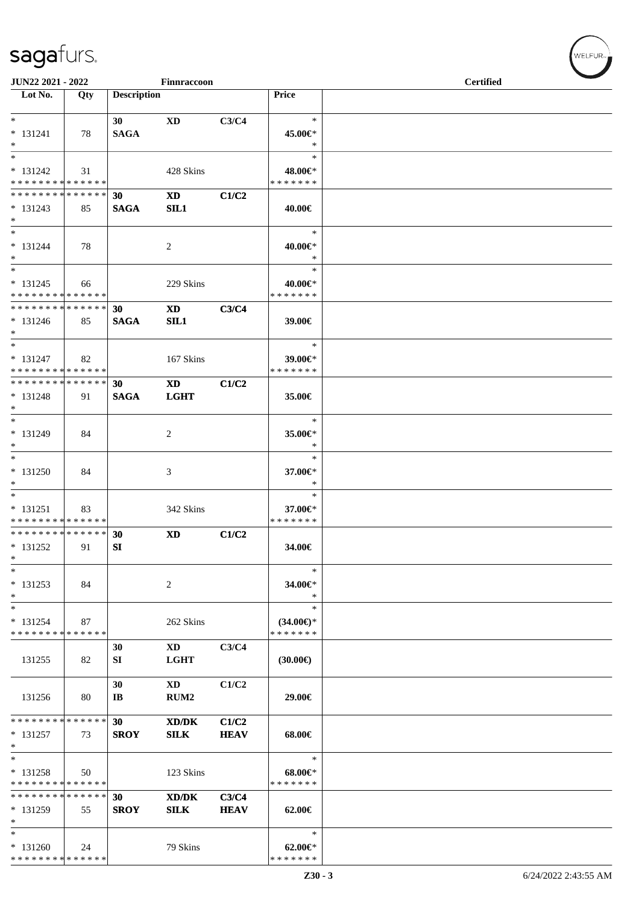| Lot No. | Qty | Description | | | Price | |
|---|---|---|---|---|---|---|
| * | | 30 | XD | C3/C4 | * | |
| * 131241 | 78 | SAGA | | | 45.00€* | |
| * | | | | | * | |
| * | | | | | * | |
| * 131242 | 31 | | 428 Skins | | 48.00€* | |
| * * * * * * * * * * * * * * | | | | | * * * * * * * | |
| * * * * * * * * * * * * * * | | 30 | XD | C1/C2 | | |
| * 131243 | 85 | SAGA | SIL1 | | 40.00€ | |
| * | | | | | | |
| * | | | | | * | |
| * 131244 | 78 | | 2 | | 40.00€* | |
| * | | | | | * | |
| * | | | | | * | |
| * 131245 | 66 | | 229 Skins | | 40.00€* | |
| * * * * * * * * * * * * * * | | | | | * * * * * * * | |
| * * * * * * * * * * * * * * | | 30 | XD | C3/C4 | | |
| * 131246 | 85 | SAGA | SIL1 | | 39.00€ | |
| * | | | | | | |
| * | | | | | * | |
| * 131247 | 82 | | 167 Skins | | 39.00€* | |
| * * * * * * * * * * * * * * | | | | | * * * * * * * | |
| * * * * * * * * * * * * * * | | 30 | XD | C1/C2 | | |
| * 131248 | 91 | SAGA | LGHT | | 35.00€ | |
| * | | | | | | |
| * | | | | | * | |
| * 131249 | 84 | | 2 | | 35.00€* | |
| * | | | | | * | |
| * | | | | | * | |
| * 131250 | 84 | | 3 | | 37.00€* | |
| * | | | | | * | |
| * | | | | | * | |
| * 131251 | 83 | | 342 Skins | | 37.00€* | |
| * * * * * * * * * * * * * * | | | | | * * * * * * * | |
| * * * * * * * * * * * * * * | | 30 | XD | C1/C2 | | |
| * 131252 | 91 | SI | | | 34.00€ | |
| * | | | | | | |
| * | | | | | * | |
| * 131253 | 84 | | 2 | | 34.00€* | |
| * | | | | | * | |
| * | | | | | * | |
| * 131254 | 87 | | 262 Skins | | (34.00€)* | |
| * * * * * * * * * * * * * * | | | | | * * * * * * * | |
| | | 30 | XD | C3/C4 | | |
| 131255 | 82 | SI | LGHT | | (30.00€) | |
| | | 30 | XD | C1/C2 | | |
| 131256 | 80 | IB | RUM2 | | 29.00€ | |
| * * * * * * * * * * * * * * | | 30 | XD/DK | C1/C2 | | |
| * 131257 | 73 | SROY | SILK | HEAV | 68.00€ | |
| * | | | | | | |
| * | | | | | * | |
| * 131258 | 50 | | 123 Skins | | 68.00€* | |
| * * * * * * * * * * * * * * | | | | | * * * * * * * | |
| * * * * * * * * * * * * * * | | 30 | XD/DK | C3/C4 | | |
| * 131259 | 55 | SROY | SILK | HEAV | 62.00€ | |
| * | | | | | | |
| * | | | | | * | |
| * 131260 | 24 | | 79 Skins | | 62.00€* | |
| * * * * * * * * * * * * * * | | | | | * * * * * * * | |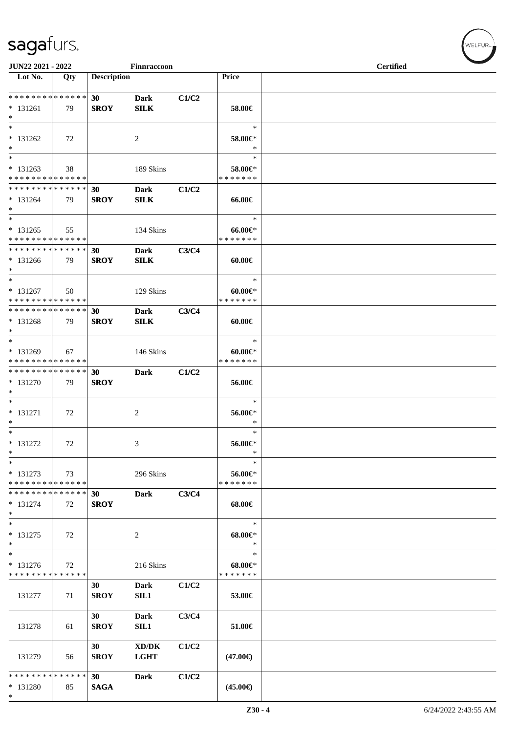JUN22 2021 - 2022 Finnraccoon Certified

| Lot No. | Qty | Description | | | Price | |
|---|---|---|---|---|---|---|
| * * * * * * * * * * * * * * | | 30 | Dark | C1/C2 | | |
| * 131261 | 79 | SROY | SILK | | 58.00€ | |
| * | | | | | | |
| * | | | | | * | |
| * 131262 | 72 | | 2 | | 58.00€* | |
| * | | | | | * | |
| * | | | | | * | |
| * 131263 | 38 | | 189 Skins | | 58.00€* | |
| * * * * * * * * * * * * * * | | | | | * * * * * * * | |
| * * * * * * * * * * * * * * | | 30 | Dark | C1/C2 | | |
| * 131264 | 79 | SROY | SILK | | 66.00€ | |
| * | | | | | | |
| * | | | | | * | |
| * 131265 | 55 | | 134 Skins | | 66.00€* | |
| * * * * * * * * * * * * * * | | | | | * * * * * * * | |
| * * * * * * * * * * * * * * | | 30 | Dark | C3/C4 | | |
| * 131266 | 79 | SROY | SILK | | 60.00€ | |
| * | | | | | | |
| * | | | | | * | |
| * 131267 | 50 | | 129 Skins | | 60.00€* | |
| * * * * * * * * * * * * * * | | | | | * * * * * * * | |
| * * * * * * * * * * * * * * | | 30 | Dark | C3/C4 | | |
| * 131268 | 79 | SROY | SILK | | 60.00€ | |
| * | | | | | | |
| * | | | | | * | |
| * 131269 | 67 | | 146 Skins | | 60.00€* | |
| * * * * * * * * * * * * * * | | | | | * * * * * * * | |
| * * * * * * * * * * * * * * | | 30 | Dark | C1/C2 | | |
| * 131270 | 79 | SROY | | | 56.00€ | |
| * | | | | | | |
| * | | | | | * | |
| * 131271 | 72 | | 2 | | 56.00€* | |
| * | | | | | * | |
| * | | | | | * | |
| * 131272 | 72 | | 3 | | 56.00€* | |
| * | | | | | * | |
| * | | | | | * | |
| * 131273 | 73 | | 296 Skins | | 56.00€* | |
| * * * * * * * * * * * * * * | | | | | * * * * * * * | |
| * * * * * * * * * * * * * * | | 30 | Dark | C3/C4 | | |
| * 131274 | 72 | SROY | | | 68.00€ | |
| * | | | | | | |
| * | | | | | * | |
| * 131275 | 72 | | 2 | | 68.00€* | |
| * | | | | | * | |
| * | | | | | * | |
| * 131276 | 72 | | 216 Skins | | 68.00€* | |
| * * * * * * * * * * * * * * | | | | | * * * * * * * | |
| | | 30 | Dark | C1/C2 | | |
| 131277 | 71 | SROY | SIL1 | | 53.00€ | |
| | | 30 | Dark | C3/C4 | | |
| 131278 | 61 | SROY | SIL1 | | 51.00€ | |
| | | 30 | XD/DK | C1/C2 | | |
| 131279 | 56 | SROY | LGHT | | (47.00€) | |
| * * * * * * * * * * * * * * | | 30 | Dark | C1/C2 | | |
| * 131280 | 85 | SAGA | | | (45.00€) | |
| * | | | | | | |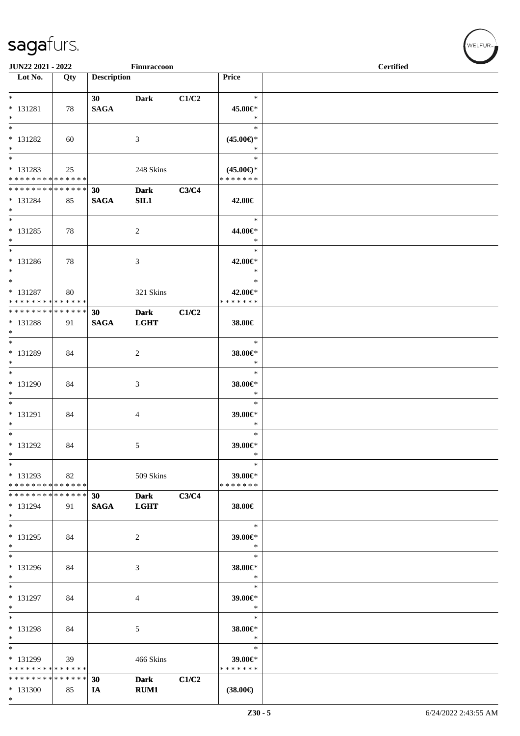| Lot No. | Qty | Description | | | Price | |
|---|---|---|---|---|---|---|
| * | | 30 | **Dark** | **C1/C2** | * | |
| * 131281 | 78 | **SAGA** | | | 45.00€* | |
| * | | | | | * | |
| * 131282 | 60 | | 3 | | (45.00€)* | |
| * | | | | | * | |
| * 131283 | 25 | | 248 Skins | | (45.00€)* | |
| * * * * * * * * * * * * * * | | | | | * * * * * * * | |
| * * * * * * * * * * * * * * | | 30 | **Dark** | **C3/C4** | | |
| * 131284 | 85 | **SAGA** | **SIL1** | | 42.00€ | |
| * | | | | | * | |
| * 131285 | 78 | | 2 | | 44.00€* | |
| * | | | | | * | |
| * 131286 | 78 | | 3 | | 42.00€* | |
| * | | | | | * | |
| * 131287 | 80 | | 321 Skins | | 42.00€* | |
| * * * * * * * * * * * * * * | | | | | * * * * * * * | |
| * * * * * * * * * * * * * * | | 30 | **Dark** | **C1/C2** | | |
| * 131288 | 91 | **SAGA** | **LGHT** | | 38.00€ | |
| * | | | | | * | |
| * 131289 | 84 | | 2 | | 38.00€* | |
| * | | | | | * | |
| * 131290 | 84 | | 3 | | 38.00€* | |
| * | | | | | * | |
| * 131291 | 84 | | 4 | | 39.00€* | |
| * | | | | | * | |
| * 131292 | 84 | | 5 | | 39.00€* | |
| * | | | | | * | |
| * 131293 | 82 | | 509 Skins | | 39.00€* | |
| * * * * * * * * * * * * * * | | | | | * * * * * * * | |
| * * * * * * * * * * * * * * | | 30 | **Dark** | **C3/C4** | | |
| * 131294 | 91 | **SAGA** | **LGHT** | | 38.00€ | |
| * | | | | | * | |
| * 131295 | 84 | | 2 | | 39.00€* | |
| * | | | | | * | |
| * 131296 | 84 | | 3 | | 38.00€* | |
| * | | | | | * | |
| * 131297 | 84 | | 4 | | 39.00€* | |
| * | | | | | * | |
| * 131298 | 84 | | 5 | | 38.00€* | |
| * | | | | | * | |
| * 131299 | 39 | | 466 Skins | | 39.00€* | |
| * * * * * * * * * * * * * * | | | | | * * * * * * * | |
| * * * * * * * * * * * * * * | | 30 | **Dark** | **C1/C2** | | |
| * 131300 | 85 | **IA** | **RUM1** | | (38.00€) | |
| * | | | | | | |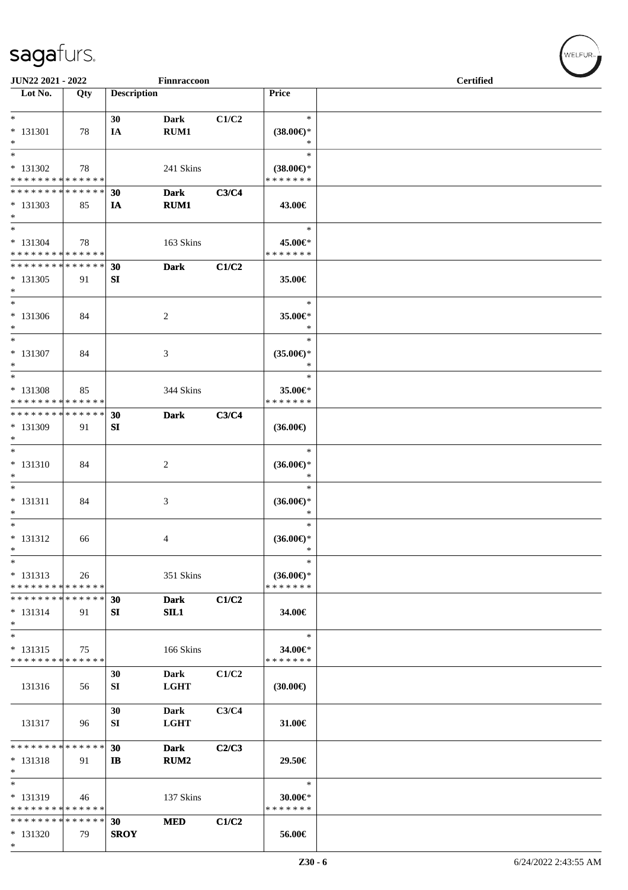**JUN22 2021 - 2022** **Finnraccoon** **Certified**

| Lot No. | Qty | Description | | | Price |
|---|---|---|---|---|---|
| * | | 30 | Dark | C1/C2 | * |
| * 131301 | 78 | IA | RUM1 | | (38.00€)* |
| * | | | | | * |
| * | | | | | * |
| * 131302 | 78 | | 241 Skins | | (38.00€)* |
| * * * * * * * * * * * * * * | | | | | * * * * * * * |
| * * * * * * * * * * * * * * | | 30 | Dark | C3/C4 | |
| * 131303 | 85 | IA | RUM1 | | 43.00€ |
| * | | | | | |
| * | | | | | * |
| * 131304 | 78 | | 163 Skins | | 45.00€* |
| * * * * * * * * * * * * * * | | | | | * * * * * * * |
| * * * * * * * * * * * * * * | | 30 | Dark | C1/C2 | |
| * 131305 | 91 | SI | | | 35.00€ |
| * | | | | | |
| * | | | | | * |
| * 131306 | 84 | | 2 | | 35.00€* |
| * | | | | | * |
| * | | | | | * |
| * 131307 | 84 | | 3 | | (35.00€)* |
| * | | | | | * |
| * | | | | | * |
| * 131308 | 85 | | 344 Skins | | 35.00€* |
| * * * * * * * * * * * * * * | | | | | * * * * * * * |
| * * * * * * * * * * * * * * | | 30 | Dark | C3/C4 | |
| * 131309 | 91 | SI | | | (36.00€) |
| * | | | | | |
| * | | | | | * |
| * 131310 | 84 | | 2 | | (36.00€)* |
| * | | | | | * |
| * | | | | | * |
| * 131311 | 84 | | 3 | | (36.00€)* |
| * | | | | | * |
| * | | | | | * |
| * 131312 | 66 | | 4 | | (36.00€)* |
| * | | | | | * |
| * | | | | | * |
| * 131313 | 26 | | 351 Skins | | (36.00€)* |
| * * * * * * * * * * * * * * | | | | | * * * * * * * |
| * * * * * * * * * * * * * * | | 30 | Dark | C1/C2 | |
| * 131314 | 91 | SI | SIL1 | | 34.00€ |
| * | | | | | |
| * | | | | | * |
| * 131315 | 75 | | 166 Skins | | 34.00€* |
| * * * * * * * * * * * * * * | | | | | * * * * * * * |
| | | 30 | Dark | C1/C2 | |
| 131316 | 56 | SI | LGHT | | (30.00€) |
| | | 30 | Dark | C3/C4 | |
| 131317 | 96 | SI | LGHT | | 31.00€ |
| * * * * * * * * * * * * * * | | 30 | Dark | C2/C3 | |
| * 131318 | 91 | IB | RUM2 | | 29.50€ |
| * | | | | | |
| * | | | | | * |
| * 131319 | 46 | | 137 Skins | | 30.00€* |
| * * * * * * * * * * * * * * | | | | | * * * * * * * |
| * * * * * * * * * * * * * * | | 30 | MED | C1/C2 | |
| * 131320 | 79 | SROY | | | 56.00€ |
| * | | | | | |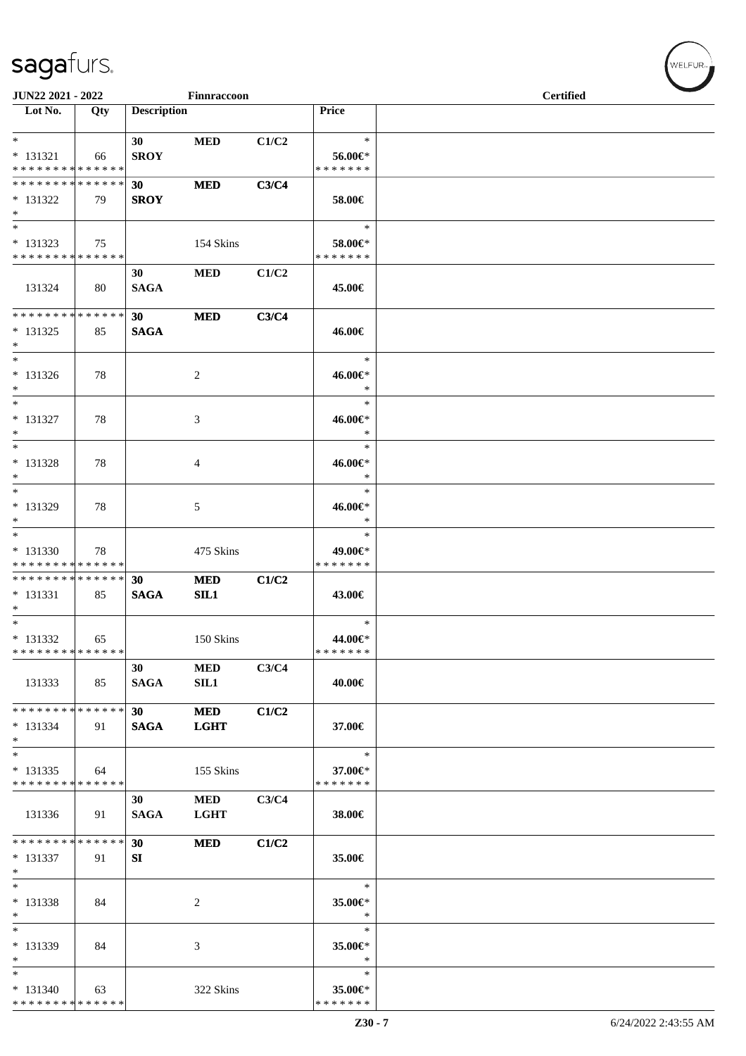# sagafurs.

**JUN22 2021 - 2022** **Finnraccoon** **Certified**

| Lot No. | Qty | Description | | | Price | |
|---|---|---|---|---|---|---|
| * | | 30 | MED | C1/C2 | * | |
| * 131321 | 66 | SROY | | | 56.00€* | |
| * * * * * * * * * * * * * * | | | | | * * * * * * * | |
| * * * * * * * * * * * * * * | | 30 | MED | C3/C4 | | |
| * 131322 | 79 | SROY | | | 58.00€ | |
| * | | | | | | |
| * | | | | | * | |
| * 131323 | 75 | | 154 Skins | | 58.00€* | |
| * * * * * * * * * * * * * * | | | | | * * * * * * * | |
| | | 30 | MED | C1/C2 | | |
| 131324 | 80 | SAGA | | | 45.00€ | |
| * * * * * * * * * * * * * * | | 30 | MED | C3/C4 | | |
| * 131325 | 85 | SAGA | | | 46.00€ | |
| * | | | | | | |
| * | | | | | * | |
| * 131326 | 78 | | 2 | | 46.00€* | |
| * | | | | | * | |
| * | | | | | * | |
| * 131327 | 78 | | 3 | | 46.00€* | |
| * | | | | | * | |
| * | | | | | * | |
| * 131328 | 78 | | 4 | | 46.00€* | |
| * | | | | | * | |
| * | | | | | * | |
| * 131329 | 78 | | 5 | | 46.00€* | |
| * | | | | | * | |
| * | | | | | * | |
| * 131330 | 78 | | 475 Skins | | 49.00€* | |
| * * * * * * * * * * * * * * | | | | | * * * * * * * | |
| * * * * * * * * * * * * * * | | 30 | MED | C1/C2 | | |
| * 131331 | 85 | SAGA | SIL1 | | 43.00€ | |
| * | | | | | | |
| * | | | | | * | |
| * 131332 | 65 | | 150 Skins | | 44.00€* | |
| * * * * * * * * * * * * * * | | | | | * * * * * * * | |
| | | 30 | MED | C3/C4 | | |
| 131333 | 85 | SAGA | SIL1 | | 40.00€ | |
| * * * * * * * * * * * * * * | | 30 | MED | C1/C2 | | |
| * 131334 | 91 | SAGA | LGHT | | 37.00€ | |
| * | | | | | | |
| * | | | | | * | |
| * 131335 | 64 | | 155 Skins | | 37.00€* | |
| * * * * * * * * * * * * * * | | | | | * * * * * * * | |
| | | 30 | MED | C3/C4 | | |
| 131336 | 91 | SAGA | LGHT | | 38.00€ | |
| * * * * * * * * * * * * * * | | 30 | MED | C1/C2 | | |
| * 131337 | 91 | SI | | | 35.00€ | |
| * | | | | | | |
| * | | | | | * | |
| * 131338 | 84 | | 2 | | 35.00€* | |
| * | | | | | * | |
| * | | | | | * | |
| * 131339 | 84 | | 3 | | 35.00€* | |
| * | | | | | * | |
| * | | | | | * | |
| * 131340 | 63 | | 322 Skins | | 35.00€* | |
| * * * * * * * * * * * * * * | | | | | * * * * * * * | |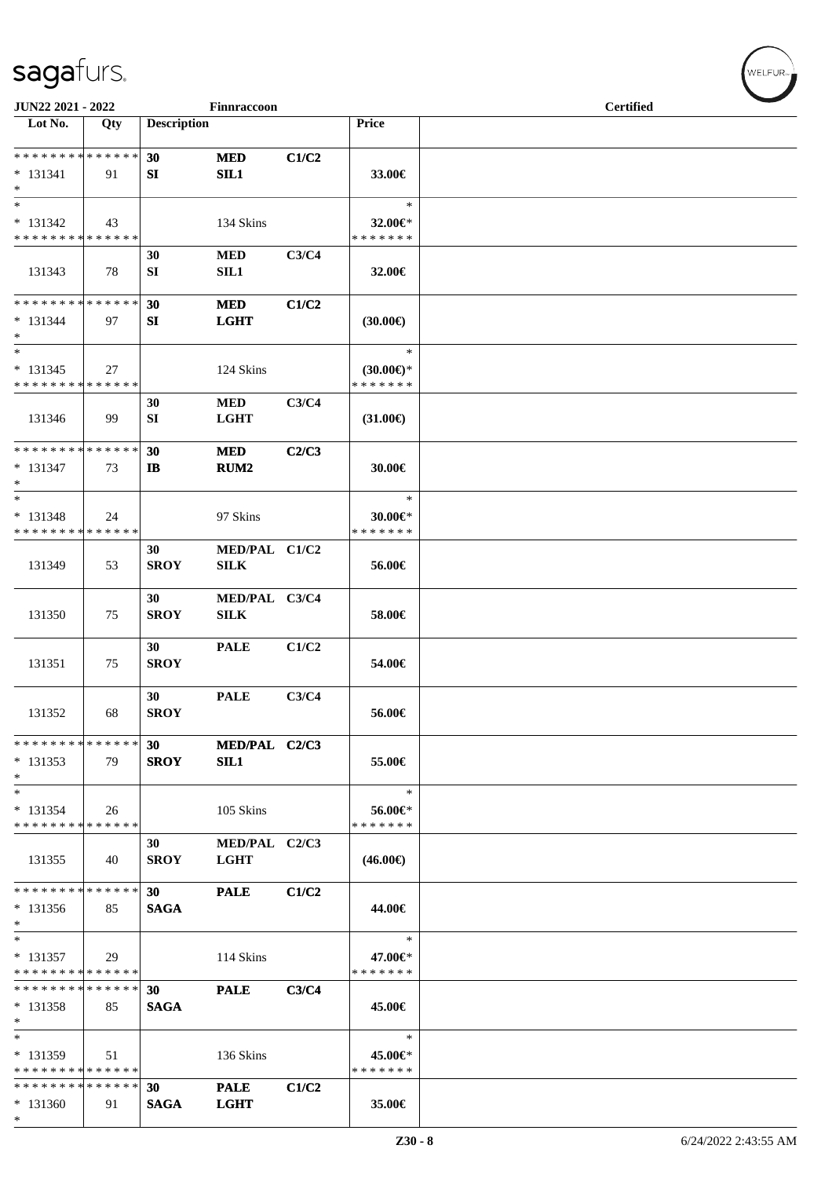| Lot No. | Qty | Description | | | Price | |
|---|---|---|---|---|---|---|
| * * * * * * * * * * * * * * | | 30 | MED | C1/C2 | | |
| * 131341 | 91 | SI | SIL1 | | 33.00€ | |
| * | | | | | | |
| * | | | | | * | |
| * 131342 | 43 | | 134 Skins | | 32.00€* | |
| * * * * * * * * * * * * * * | | | | | * * * * * * * | |
| | | 30 | MED | C3/C4 | | |
| 131343 | 78 | SI | SIL1 | | 32.00€ | |
| * * * * * * * * * * * * * * | | 30 | MED | C1/C2 | | |
| * 131344 | 97 | SI | LGHT | | (30.00€) | |
| * | | | | | | |
| * | | | | | * | |
| * 131345 | 27 | | 124 Skins | | (30.00€)* | |
| * * * * * * * * * * * * * * | | | | | * * * * * * * | |
| | | 30 | MED | C3/C4 | | |
| 131346 | 99 | SI | LGHT | | (31.00€) | |
| * * * * * * * * * * * * * * | | 30 | MED | C2/C3 | | |
| * 131347 | 73 | IB | RUM2 | | 30.00€ | |
| * | | | | | | |
| * | | | | | * | |
| * 131348 | 24 | | 97 Skins | | 30.00€* | |
| * * * * * * * * * * * * * * | | | | | * * * * * * * | |
| | | 30 | MED/PAL | C1/C2 | | |
| 131349 | 53 | SROY | SILK | | 56.00€ | |
| | | 30 | MED/PAL | C3/C4 | | |
| 131350 | 75 | SROY | SILK | | 58.00€ | |
| | | 30 | PALE | C1/C2 | | |
| 131351 | 75 | SROY | | | 54.00€ | |
| | | 30 | PALE | C3/C4 | | |
| 131352 | 68 | SROY | | | 56.00€ | |
| * * * * * * * * * * * * * * | | 30 | MED/PAL | C2/C3 | | |
| * 131353 | 79 | SROY | SIL1 | | 55.00€ | |
| * | | | | | | |
| * | | | | | * | |
| * 131354 | 26 | | 105 Skins | | 56.00€* | |
| * * * * * * * * * * * * * * | | | | | * * * * * * * | |
| | | 30 | MED/PAL | C2/C3 | | |
| 131355 | 40 | SROY | LGHT | | (46.00€) | |
| * * * * * * * * * * * * * * | | 30 | PALE | C1/C2 | | |
| * 131356 | 85 | SAGA | | | 44.00€ | |
| * | | | | | | |
| * | | | | | * | |
| * 131357 | 29 | | 114 Skins | | 47.00€* | |
| * * * * * * * * * * * * * * | | | | | * * * * * * * | |
| * * * * * * * * * * * * * * | | 30 | PALE | C3/C4 | | |
| * 131358 | 85 | SAGA | | | 45.00€ | |
| * | | | | | | |
| * | | | | | * | |
| * 131359 | 51 | | 136 Skins | | 45.00€* | |
| * * * * * * * * * * * * * * | | | | | * * * * * * * | |
| * * * * * * * * * * * * * * | | 30 | PALE | C1/C2 | | |
| * 131360 | 91 | SAGA | LGHT | | 35.00€ | |
| * | | | | | | |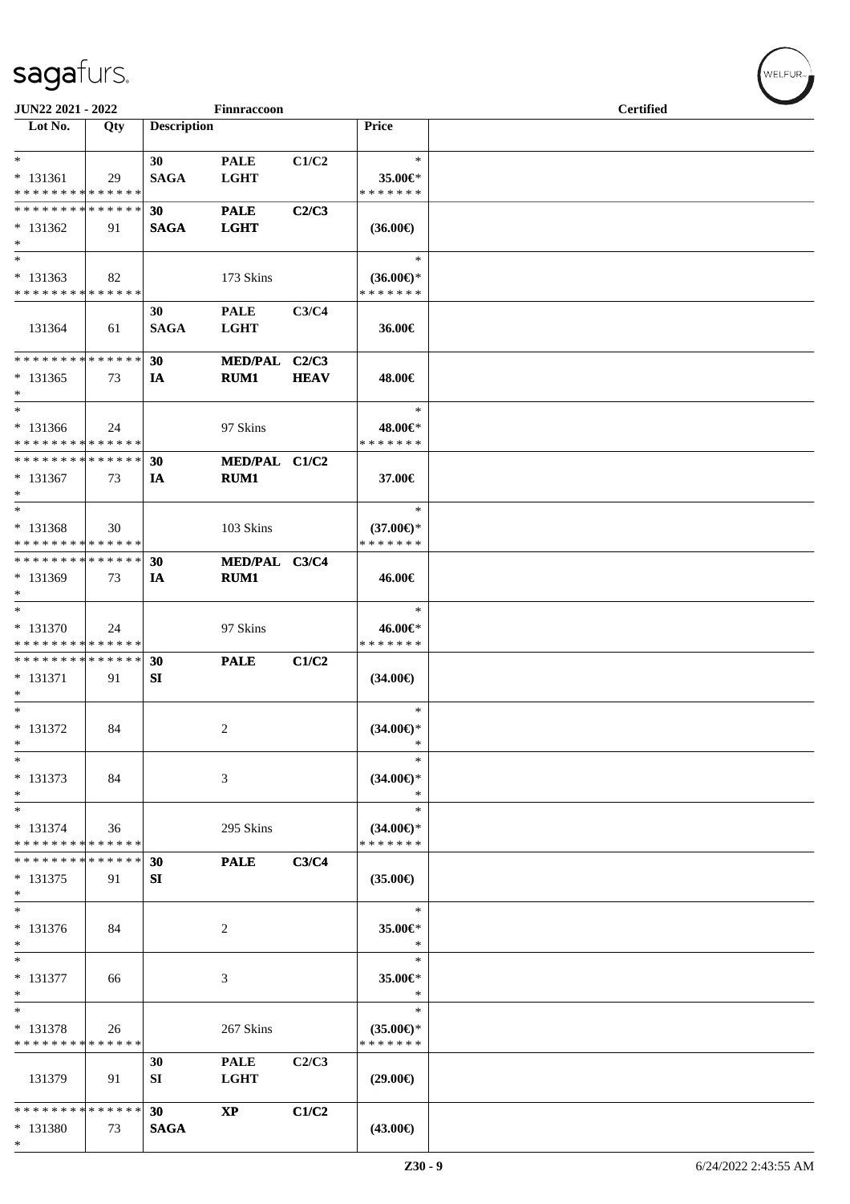**JUN22 2021 - 2022** **Finnraccoon** **Certified**

| Lot No. | Qty | Description | | | Price | |
|---|---|---|---|---|---|---|
| *<br>* 131361<br>* * * * * * * * * * * * * * | 29 | 30<br>**SAGA** | **PALE**<br>**LGHT** | **C1/C2** | *<br>35.00€*<br>* * * * * * * | |
| * * * * * * * * * * * * * *<br>* 131362<br>* | 91 | **30**<br>**SAGA** | **PALE**<br>**LGHT** | **C2/C3** | **(36.00€)** | |
| *<br>* 131363<br>* * * * * * * * * * * * * * | 82 | | 173 Skins | | *<br>**(36.00€)***<br>* * * * * * * | |
| 131364 | 61 | **30**<br>**SAGA** | **PALE**<br>**LGHT** | **C3/C4** | **36.00€** | |
| * * * * * * * * * * * * * *<br>* 131365<br>* | 73 | **30**<br>**IA** | **MED/PAL**<br>**RUM1** | **C2/C3**<br>**HEAV** | **48.00€** | |
| *<br>* 131366<br>* * * * * * * * * * * * * * | 24 | | 97 Skins | | *<br>**48.00€***<br>* * * * * * * | |
| * * * * * * * * * * * * * *<br>* 131367<br>* | 73 | **30**<br>**IA** | **MED/PAL**<br>**RUM1** | **C1/C2** | **37.00€** | |
| *<br>* 131368<br>* * * * * * * * * * * * * * | 30 | | 103 Skins | | *<br>**(37.00€)***<br>* * * * * * * | |
| * * * * * * * * * * * * * *<br>* 131369<br>* | 73 | **30**<br>**IA** | **MED/PAL**<br>**RUM1** | **C3/C4** | **46.00€** | |
| *<br>* 131370<br>* * * * * * * * * * * * * * | 24 | | 97 Skins | | *<br>**46.00€***<br>* * * * * * * | |
| * * * * * * * * * * * * * *<br>* 131371<br>* | 91 | **30**<br>**SI** | **PALE** | **C1/C2** | **(34.00€)** | |
| *<br>* 131372<br>* | 84 | | 2 | | *<br>**(34.00€)***<br>* | |
| *<br>* 131373<br>* | 84 | | 3 | | *<br>**(34.00€)***<br>* | |
| *<br>* 131374<br>* * * * * * * * * * * * * * | 36 | | 295 Skins | | *<br>**(34.00€)***<br>* * * * * * * | |
| * * * * * * * * * * * * * *<br>* 131375<br>* | 91 | **30**<br>**SI** | **PALE** | **C3/C4** | **(35.00€)** | |
| *<br>* 131376<br>* | 84 | | 2 | | *<br>**35.00€***<br>* | |
| *<br>* 131377<br>* | 66 | | 3 | | *<br>**35.00€***<br>* | |
| *<br>* 131378<br>* * * * * * * * * * * * * * | 26 | | 267 Skins | | *<br>**(35.00€)***<br>* * * * * * * | |
| 131379 | 91 | **30**<br>**SI** | **PALE**<br>**LGHT** | **C2/C3** | **(29.00€)** | |
| * * * * * * * * * * * * * *<br>* 131380<br>* | 73 | **30**<br>**SAGA** | **XP** | **C1/C2** | **(43.00€)** | |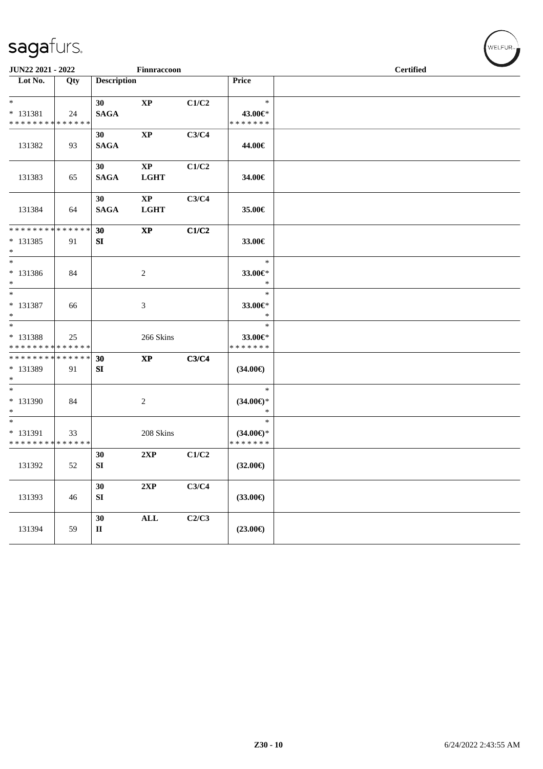JUN22 2021 - 2022 Finnraccoon Certified

| Lot No. | Qty | Description | | | Price | |
|---|---|---|---|---|---|---|
| * <br> * 131381 <br> * * * * * * * * * * * * * * | 24 | 30 <br> **SAGA** | **XP** | **C1/C2** | * <br> **43.00€*** <br> * * * * * * * | |
| 131382 | 93 | 30 <br> **SAGA** | **XP** | **C3/C4** | **44.00€** | |
| 131383 | 65 | 30 <br> **SAGA** | **XP** <br> **LGHT** | **C1/C2** | **34.00€** | |
| 131384 | 64 | 30 <br> **SAGA** | **XP** <br> **LGHT** | **C3/C4** | **35.00€** | |
| * * * * * * * * * * * * * * <br> * 131385 <br> * | 91 | 30 <br> **SI** | **XP** | **C1/C2** | **33.00€** | |
| * <br> * 131386 <br> * | 84 | | 2 | | * <br> **33.00€*** <br> * | |
| * <br> * 131387 <br> * | 66 | | 3 | | * <br> **33.00€*** <br> * | |
| * <br> * 131388 <br> * * * * * * * * * * * * * * | 25 | | 266 Skins | | * <br> **33.00€*** <br> * * * * * * * | |
| * * * * * * * * * * * * * * <br> * 131389 <br> * | 91 | 30 <br> **SI** | **XP** | **C3/C4** | **(34.00€)** | |
| * <br> * 131390 <br> * | 84 | | 2 | | * <br> **(34.00€)*** <br> * | |
| * <br> * 131391 <br> * * * * * * * * * * * * * * | 33 | | 208 Skins | | * <br> **(34.00€)*** <br> * * * * * * * | |
| 131392 | 52 | 30 <br> **SI** | **2XP** | **C1/C2** | **(32.00€)** | |
| 131393 | 46 | 30 <br> **SI** | **2XP** | **C3/C4** | **(33.00€)** | |
| 131394 | 59 | 30 <br> **II** | **ALL** | **C2/C3** | **(23.00€)** | |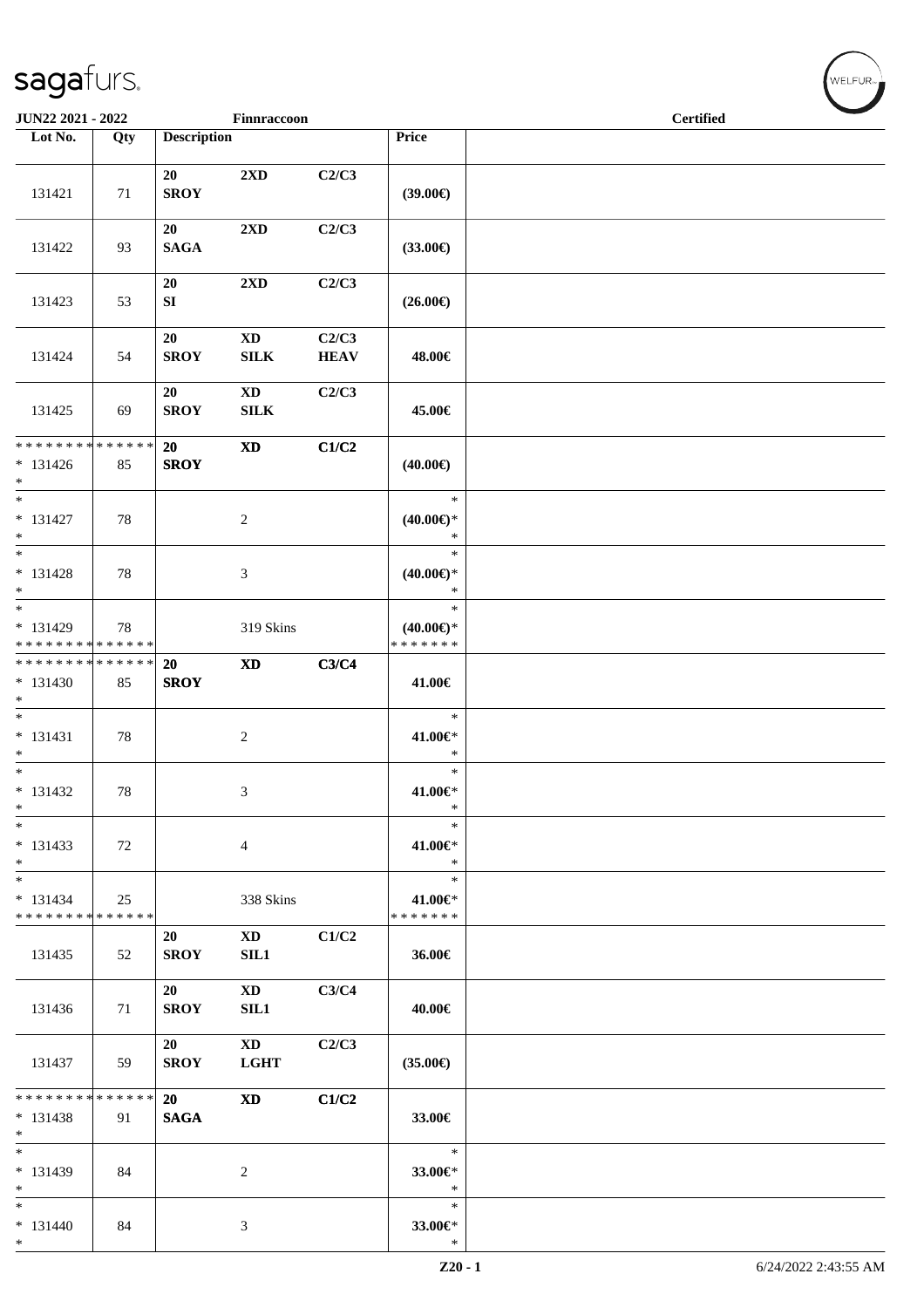| Lot No. | Qty | Description | | | Price | |
|---|---|---|---|---|---|---|
| 131421 | 71 | 20 SROY | 2XD | C2/C3 | (39.00€) | |
| 131422 | 93 | 20 SAGA | 2XD | C2/C3 | (33.00€) | |
| 131423 | 53 | 20 SI | 2XD | C2/C3 | (26.00€) | |
| 131424 | 54 | 20 SROY | XD SILK | C2/C3 HEAV | 48.00€ | |
| 131425 | 69 | 20 SROY | XD SILK | C2/C3 | 45.00€ | |
| * * * * * * * * * * * * * * * 131426 * | 85 | 20 SROY | XD | C1/C2 | (40.00€) | |
| * * 131427 * | 78 | | 2 | | * (40.00€)* * | |
| * * 131428 * | 78 | | 3 | | * (40.00€)* * | |
| * * 131429 * * * * * * * * * * * * * * | 78 | | 319 Skins | | * (40.00€)* * * * * * * * | |
| * * * * * * * * * * * * * * * 131430 * | 85 | 20 SROY | XD | C3/C4 | 41.00€ | |
| * * 131431 * | 78 | | 2 | | * 41.00€* * | |
| * * 131432 * | 78 | | 3 | | * 41.00€* * | |
| * * 131433 * | 72 | | 4 | | * 41.00€* * | |
| * * 131434 * * * * * * * * * * * * * * | 25 | | 338 Skins | | * 41.00€* * * * * * * * | |
| 131435 | 52 | 20 SROY | XD SIL1 | C1/C2 | 36.00€ | |
| 131436 | 71 | 20 SROY | XD SIL1 | C3/C4 | 40.00€ | |
| 131437 | 59 | 20 SROY | XD LGHT | C2/C3 | (35.00€) | |
| * * * * * * * * * * * * * * * 131438 * | 91 | 20 SAGA | XD | C1/C2 | 33.00€ | |
| * * 131439 * | 84 | | 2 | | * 33.00€* * | |
| * * 131440 * | 84 | | 3 | | * 33.00€* * | |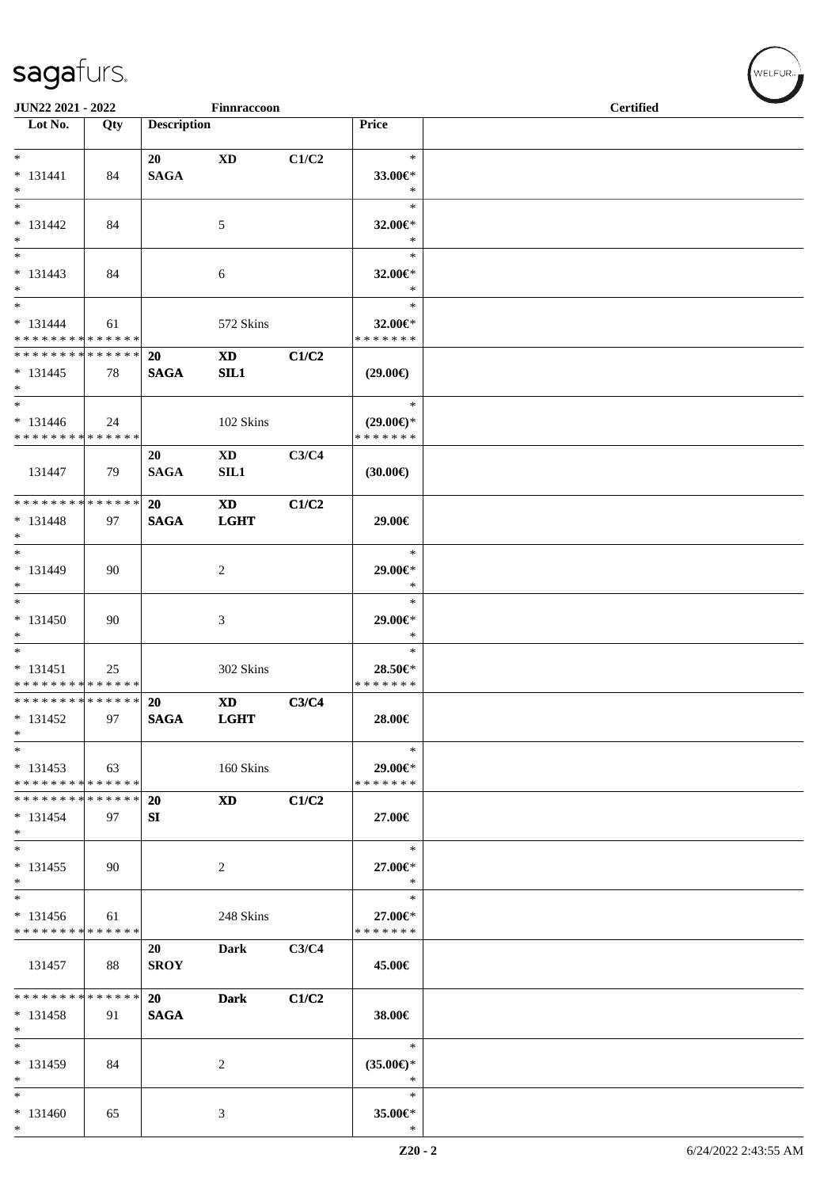JUN22 2021 - 2022 Finnraccoon Certified

| Lot No. | Qty | Description | | | Price | |
|---|---|---|---|---|---|---|
| * | | 20 | XD | C1/C2 | * | |
| * 131441 | 84 | SAGA | | | 33.00€* | |
| * | | | | | * | |
| * | | | | | * | |
| * 131442 | 84 | | 5 | | 32.00€* | |
| * | | | | | * | |
| * | | | | | * | |
| * 131443 | 84 | | 6 | | 32.00€* | |
| * | | | | | * | |
| * | | | | | * | |
| * 131444 | 61 | | 572 Skins | | 32.00€* | |
| * * * * * * * * * * * * * * | | | | | * * * * * * * | |
| * * * * * * * * * * * * * * | | 20 | XD | C1/C2 | | |
| * 131445 | 78 | SAGA | SIL1 | | (29.00€) | |
| * | | | | | | |
| * | | | | | * | |
| * 131446 | 24 | | 102 Skins | | (29.00€)* | |
| * * * * * * * * * * * * * * | | | | | * * * * * * * | |
| | | 20 | XD | C3/C4 | | |
| 131447 | 79 | SAGA | SIL1 | | (30.00€) | |
| * * * * * * * * * * * * * * | | 20 | XD | C1/C2 | | |
| * 131448 | 97 | SAGA | LGHT | | 29.00€ | |
| * | | | | | | |
| * | | | | | * | |
| * 131449 | 90 | | 2 | | 29.00€* | |
| * | | | | | * | |
| * | | | | | * | |
| * 131450 | 90 | | 3 | | 29.00€* | |
| * | | | | | * | |
| * | | | | | * | |
| * 131451 | 25 | | 302 Skins | | 28.50€* | |
| * * * * * * * * * * * * * * | | | | | * * * * * * * | |
| * * * * * * * * * * * * * * | | 20 | XD | C3/C4 | | |
| * 131452 | 97 | SAGA | LGHT | | 28.00€ | |
| * | | | | | | |
| * | | | | | * | |
| * 131453 | 63 | | 160 Skins | | 29.00€* | |
| * * * * * * * * * * * * * * | | | | | * * * * * * * | |
| * * * * * * * * * * * * * * | | 20 | XD | C1/C2 | | |
| * 131454 | 97 | SI | | | 27.00€ | |
| * | | | | | | |
| * | | | | | * | |
| * 131455 | 90 | | 2 | | 27.00€* | |
| * | | | | | * | |
| * | | | | | * | |
| * 131456 | 61 | | 248 Skins | | 27.00€* | |
| * * * * * * * * * * * * * * | | | | | * * * * * * * | |
| | | 20 | Dark | C3/C4 | | |
| 131457 | 88 | SROY | | | 45.00€ | |
| * * * * * * * * * * * * * * | | 20 | Dark | C1/C2 | | |
| * 131458 | 91 | SAGA | | | 38.00€ | |
| * | | | | | | |
| * | | | | | * | |
| * 131459 | 84 | | 2 | | (35.00€)* | |
| * | | | | | * | |
| * | | | | | * | |
| * 131460 | 65 | | 3 | | 35.00€* | |
| * | | | | | * | |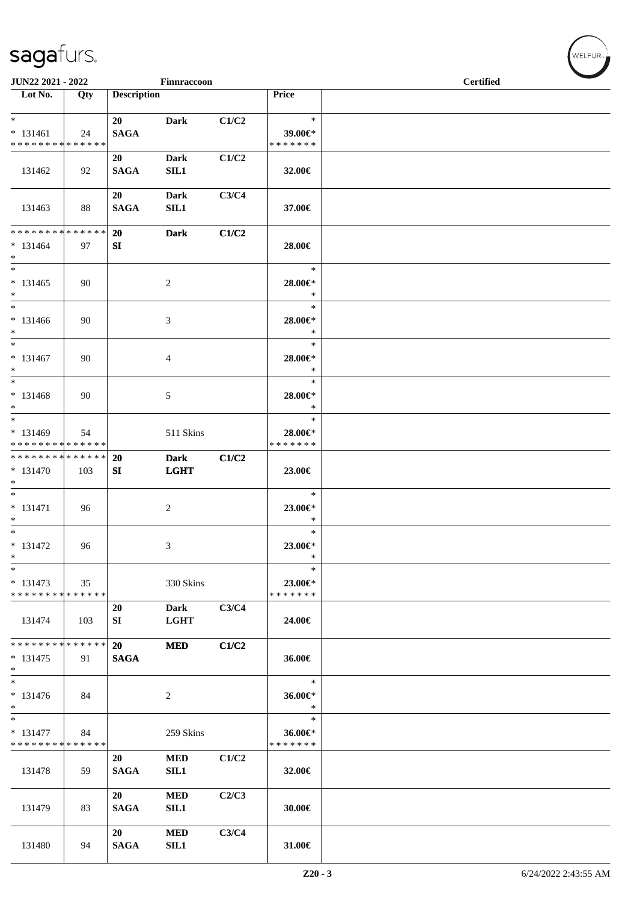sagafurs.

JUN22 2021 - 2022 | Finnraccoon | Certified

| Lot No. | Qty | Description | | | Price | |
|---|---|---|---|---|---|---|
| * | | 20 | Dark | C1/C2 | * | |
| * 131461 | 24 | SAGA | | | 39.00€* | |
| * * * * * * * * * * * * * * | | | | | * * * * * * * | |
| 131462 | 92 | 20 SAGA | Dark SIL1 | C1/C2 | 32.00€ | |
| 131463 | 88 | 20 SAGA | Dark SIL1 | C3/C4 | 37.00€ | |
| * * * * * * * * * * * * * * | | 20 | Dark | C1/C2 | | |
| * 131464 | 97 | SI | | | 28.00€ | |
| * | | | | | | |
| * 131465 | 90 | | 2 | | * 28.00€* * | |
| * 131466 | 90 | | 3 | | * 28.00€* * | |
| * 131467 | 90 | | 4 | | * 28.00€* * | |
| * 131468 | 90 | | 5 | | * 28.00€* * | |
| * 131469 | 54 | | 511 Skins | | * 28.00€* | |
| * * * * * * * * * * * * * * | | | | | * * * * * * * | |
| * * * * * * * * * * * * * * | | 20 | Dark | C1/C2 | | |
| * 131470 | 103 | SI | LGHT | | 23.00€ | |
| * | | | | | | |
| * 131471 | 96 | | 2 | | * 23.00€* * | |
| * 131472 | 96 | | 3 | | * 23.00€* * | |
| * 131473 | 35 | | 330 Skins | | * 23.00€* | |
| * * * * * * * * * * * * * * | | | | | * * * * * * * | |
| 131474 | 103 | 20 SI | Dark LGHT | C3/C4 | 24.00€ | |
| * * * * * * * * * * * * * * | | 20 | MED | C1/C2 | | |
| * 131475 | 91 | SAGA | | | 36.00€ | |
| * | | | | | | |
| * 131476 | 84 | | 2 | | * 36.00€* * | |
| * 131477 | 84 | | 259 Skins | | * 36.00€* | |
| * * * * * * * * * * * * * * | | | | | * * * * * * * | |
| 131478 | 59 | 20 SAGA | MED SIL1 | C1/C2 | 32.00€ | |
| 131479 | 83 | 20 SAGA | MED SIL1 | C2/C3 | 30.00€ | |
| 131480 | 94 | 20 SAGA | MED SIL1 | C3/C4 | 31.00€ | |

Z20 - 3 | 6/24/2022 2:43:55 AM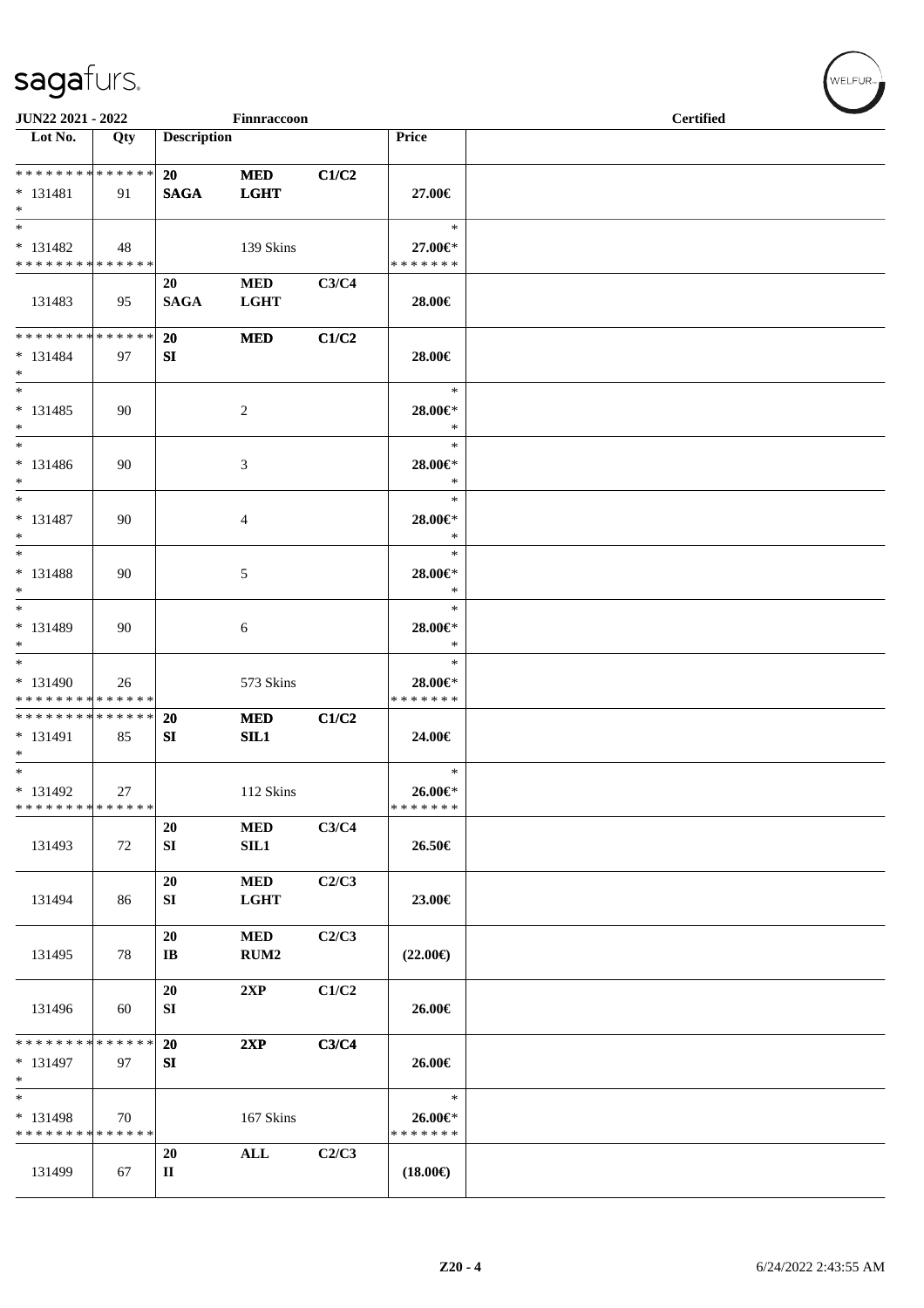| Lot No. | Qty | Description | | | Price | |
|---|---|---|---|---|---|---|
| * * * * * * * * * * * * * * | | 20 | MED | C1/C2 | | |
| * 131481 | 91 | SAGA | LGHT | | 27.00€ | |
| * | | | | | | |
| * | | | | | * | |
| * 131482 | 48 | | 139 Skins | | 27.00€* | |
| * * * * * * * * * * * * * * | | | | | * * * * * * * | |
| | | 20 | MED | C3/C4 | | |
| 131483 | 95 | SAGA | LGHT | | 28.00€ | |
| * * * * * * * * * * * * * * | | 20 | MED | C1/C2 | | |
| * 131484 | 97 | SI | | | 28.00€ | |
| * | | | | | | |
| * | | | | | * | |
| * 131485 | 90 | | 2 | | 28.00€* | |
| * | | | | | * | |
| * | | | | | * | |
| * 131486 | 90 | | 3 | | 28.00€* | |
| * | | | | | * | |
| * | | | | | * | |
| * 131487 | 90 | | 4 | | 28.00€* | |
| * | | | | | * | |
| * | | | | | * | |
| * 131488 | 90 | | 5 | | 28.00€* | |
| * | | | | | * | |
| * | | | | | * | |
| * 131489 | 90 | | 6 | | 28.00€* | |
| * | | | | | * | |
| * | | | | | * | |
| * 131490 | 26 | | 573 Skins | | 28.00€* | |
| * * * * * * * * * * * * * * | | | | | * * * * * * * | |
| * * * * * * * * * * * * * * | | 20 | MED | C1/C2 | | |
| * 131491 | 85 | SI | SIL1 | | 24.00€ | |
| * | | | | | | |
| * | | | | | * | |
| * 131492 | 27 | | 112 Skins | | 26.00€* | |
| * * * * * * * * * * * * * * | | | | | * * * * * * * | |
| | | 20 | MED | C3/C4 | | |
| 131493 | 72 | SI | SIL1 | | 26.50€ | |
| | | 20 | MED | C2/C3 | | |
| 131494 | 86 | SI | LGHT | | 23.00€ | |
| | | 20 | MED | C2/C3 | | |
| 131495 | 78 | IB | RUM2 | | (22.00€) | |
| | | 20 | 2XP | C1/C2 | | |
| 131496 | 60 | SI | | | 26.00€ | |
| * * * * * * * * * * * * * * | | 20 | 2XP | C3/C4 | | |
| * 131497 | 97 | SI | | | 26.00€ | |
| * | | | | | | |
| * | | | | | * | |
| * 131498 | 70 | | 167 Skins | | 26.00€* | |
| * * * * * * * * * * * * * * | | | | | * * * * * * * | |
| | | 20 | ALL | C2/C3 | | |
| 131499 | 67 | II | | | (18.00€) | |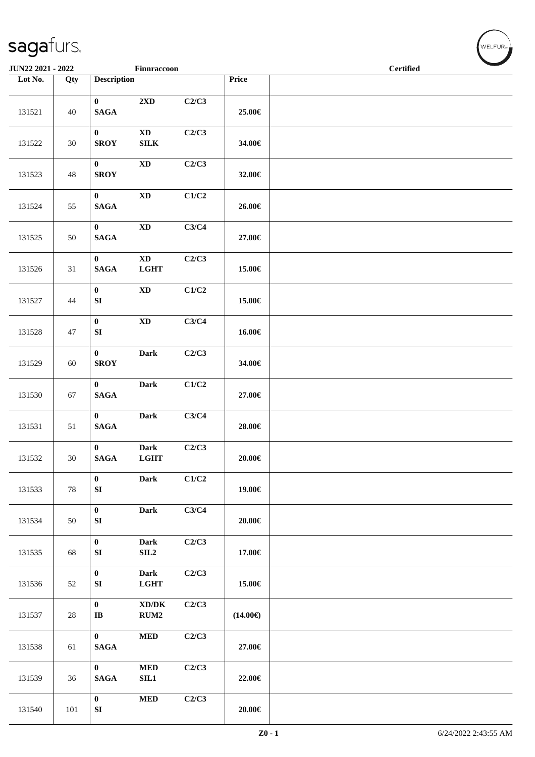JUN22 2021 - 2022 Finnraccoon Certified

| Lot No. | Qty | Description | | | Price | |
|---|---|---|---|---|---|---|
| 131521 | 40 | 0<br>SAGA | 2XD | C2/C3 | 25.00€ | |
| 131522 | 30 | 0<br>SROY | XD<br>SILK | C2/C3 | 34.00€ | |
| 131523 | 48 | 0<br>SROY | XD | C2/C3 | 32.00€ | |
| 131524 | 55 | 0<br>SAGA | XD | C1/C2 | 26.00€ | |
| 131525 | 50 | 0<br>SAGA | XD | C3/C4 | 27.00€ | |
| 131526 | 31 | 0<br>SAGA | XD<br>LGHT | C2/C3 | 15.00€ | |
| 131527 | 44 | 0<br>SI | XD | C1/C2 | 15.00€ | |
| 131528 | 47 | 0<br>SI | XD | C3/C4 | 16.00€ | |
| 131529 | 60 | 0<br>SROY | Dark | C2/C3 | 34.00€ | |
| 131530 | 67 | 0<br>SAGA | Dark | C1/C2 | 27.00€ | |
| 131531 | 51 | 0<br>SAGA | Dark | C3/C4 | 28.00€ | |
| 131532 | 30 | 0<br>SAGA | Dark<br>LGHT | C2/C3 | 20.00€ | |
| 131533 | 78 | 0<br>SI | Dark | C1/C2 | 19.00€ | |
| 131534 | 50 | 0<br>SI | Dark | C3/C4 | 20.00€ | |
| 131535 | 68 | 0<br>SI | Dark<br>SIL2 | C2/C3 | 17.00€ | |
| 131536 | 52 | 0<br>SI | Dark<br>LGHT | C2/C3 | 15.00€ | |
| 131537 | 28 | 0<br>IB | XD/DK<br>RUM2 | C2/C3 | (14.00€) | |
| 131538 | 61 | 0<br>SAGA | MED | C2/C3 | 27.00€ | |
| 131539 | 36 | 0<br>SAGA | MED<br>SIL1 | C2/C3 | 22.00€ | |
| 131540 | 101 | 0<br>SI | MED | C2/C3 | 20.00€ | |

Z0 - 1 6/24/2022 2:43:55 AM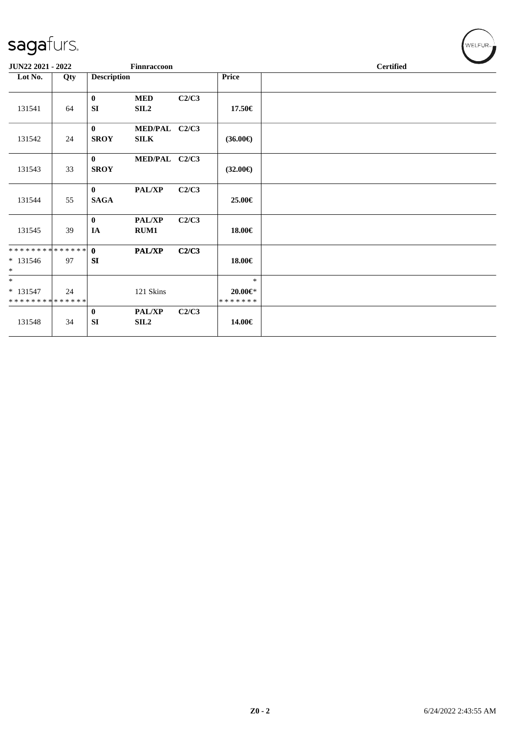**JUN22 2021 - 2022** Finnraccoon **Certified**

| Lot No. | Qty | Description | | | Price | |
|---|---|---|---|---|---|---|
| 131541 | 64 | **0** **SI** | **MED** **SIL2** | **C2/C3** | **17.50€** | |
| 131542 | 24 | **0** **SROY** | **MED/PAL** **SILK** | **C2/C3** | **(36.00€)** | |
| 131543 | 33 | **0** **SROY** | **MED/PAL** | **C2/C3** | **(32.00€)** | |
| 131544 | 55 | **0** **SAGA** | **PAL/XP** | **C2/C3** | **25.00€** | |
| 131545 | 39 | **0** **IA** | **PAL/XP** **RUM1** | **C2/C3** | **18.00€** | |
| ************** * 131546 * | 97 | **0** **SI** | **PAL/XP** | **C2/C3** | **18.00€** | |
| * * 131547 ************** | 24 | | 121 Skins | | * **20.00€*** ******* | |
| 131548 | 34 | **0** **SI** | **PAL/XP** **SIL2** | **C2/C3** | **14.00€** | |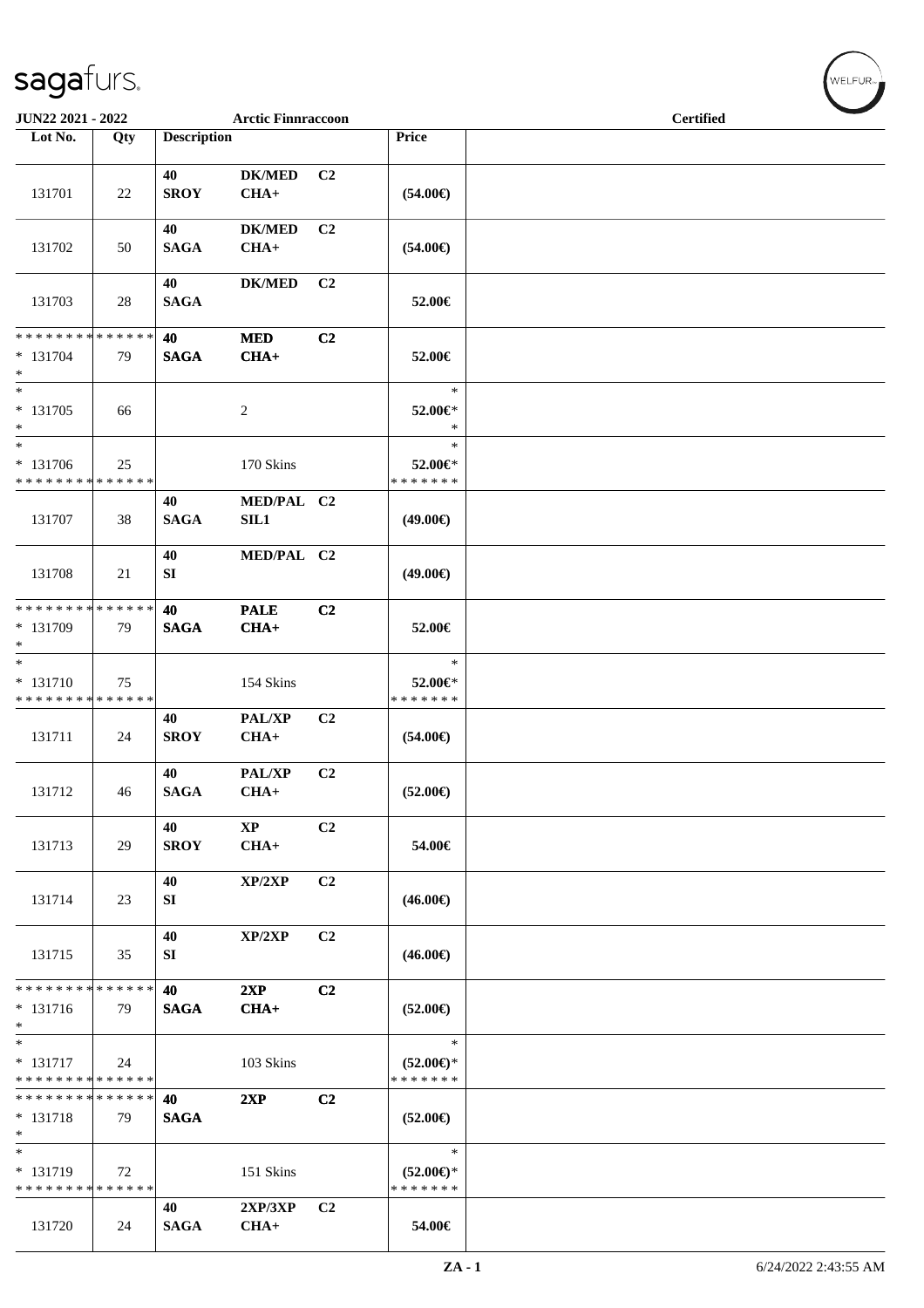JUN22 2021 - 2022 — Arctic Finnraccoon — Certified

| Lot No. | Qty | Description | | | Price | |
|---|---|---|---|---|---|---|
| 131701 | 22 | 40 SROY | DK/MED CHA+ | C2 | (54.00€) | |
| 131702 | 50 | 40 SAGA | DK/MED CHA+ | C2 | (54.00€) | |
| 131703 | 28 | 40 SAGA | DK/MED | C2 | 52.00€ | |
| * * * * * * * * * * * * * * * 131704 * | 79 | 40 SAGA | MED CHA+ | C2 | 52.00€ | |
| * * 131705 * | 66 | | 2 | | * 52.00€* * | |
| * * 131706 * * * * * * * * * * * * * * | 25 | | 170 Skins | | * 52.00€* * * * * * * * | |
| 131707 | 38 | 40 SAGA | MED/PAL SIL1 | C2 | (49.00€) | |
| 131708 | 21 | 40 SI | MED/PAL | C2 | (49.00€) | |
| * * * * * * * * * * * * * * * 131709 * | 79 | 40 SAGA | PALE CHA+ | C2 | 52.00€ | |
| * * 131710 * * * * * * * * * * * * * * | 75 | | 154 Skins | | * 52.00€* * * * * * * * | |
| 131711 | 24 | 40 SROY | PAL/XP CHA+ | C2 | (54.00€) | |
| 131712 | 46 | 40 SAGA | PAL/XP CHA+ | C2 | (52.00€) | |
| 131713 | 29 | 40 SROY | XP CHA+ | C2 | 54.00€ | |
| 131714 | 23 | 40 SI | XP/2XP | C2 | (46.00€) | |
| 131715 | 35 | 40 SI | XP/2XP | C2 | (46.00€) | |
| * * * * * * * * * * * * * * * 131716 * | 79 | 40 SAGA | 2XP CHA+ | C2 | (52.00€) | |
| * * 131717 * * * * * * * * * * * * * * | 24 | | 103 Skins | | * (52.00€)* * * * * * * * | |
| * * * * * * * * * * * * * * * 131718 * | 79 | 40 SAGA | 2XP | C2 | (52.00€) | |
| * * 131719 * * * * * * * * * * * * * * | 72 | | 151 Skins | | * (52.00€)* * * * * * * * | |
| 131720 | 24 | 40 SAGA | 2XP/3XP CHA+ | C2 | 54.00€ | |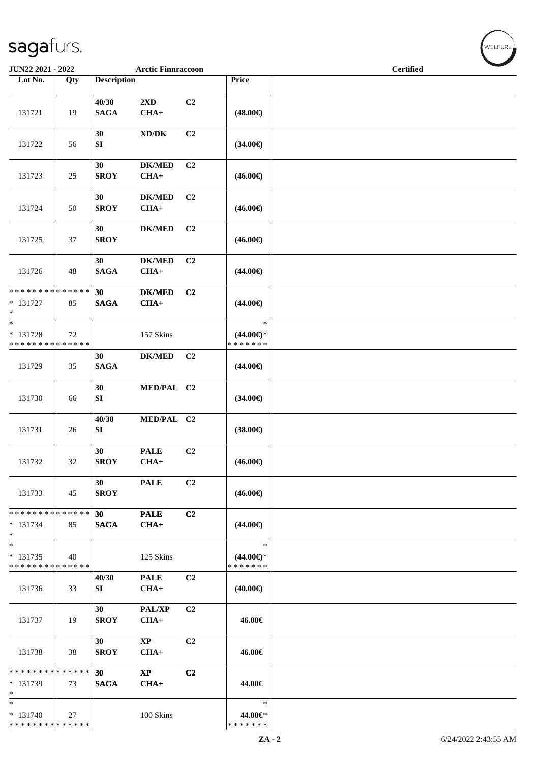JUN22 2021 - 2022 | Arctic Finnraccoon | Certified

| Lot No. | Qty | Description | | | Price | |
|---|---|---|---|---|---|---|
| 131721 | 19 | 40/30 SAGA | 2XD CHA+ | C2 | (48.00€) | |
| 131722 | 56 | 30 SI | XD/DK | C2 | (34.00€) | |
| 131723 | 25 | 30 SROY | DK/MED CHA+ | C2 | (46.00€) | |
| 131724 | 50 | 30 SROY | DK/MED CHA+ | C2 | (46.00€) | |
| 131725 | 37 | 30 SROY | DK/MED | C2 | (46.00€) | |
| 131726 | 48 | 30 SAGA | DK/MED CHA+ | C2 | (44.00€) | |
| * * * * * * * * * * * * * * * 131727 * | 85 | 30 SAGA | DK/MED CHA+ | C2 | (44.00€) | |
| * * 131728 * * * * * * * * * * * * * * | 72 | | 157 Skins | | * (44.00€)* * * * * * * * | |
| 131729 | 35 | 30 SAGA | DK/MED | C2 | (44.00€) | |
| 131730 | 66 | 30 SI | MED/PAL | C2 | (34.00€) | |
| 131731 | 26 | 40/30 SI | MED/PAL | C2 | (38.00€) | |
| 131732 | 32 | 30 SROY | PALE CHA+ | C2 | (46.00€) | |
| 131733 | 45 | 30 SROY | PALE | C2 | (46.00€) | |
| * * * * * * * * * * * * * * * 131734 * | 85 | 30 SAGA | PALE CHA+ | C2 | (44.00€) | |
| * * 131735 * * * * * * * * * * * * * * | 40 | | 125 Skins | | * (44.00€)* * * * * * * * | |
| 131736 | 33 | 40/30 SI | PALE CHA+ | C2 | (40.00€) | |
| 131737 | 19 | 30 SROY | PAL/XP CHA+ | C2 | 46.00€ | |
| 131738 | 38 | 30 SROY | XP CHA+ | C2 | 46.00€ | |
| * * * * * * * * * * * * * * * 131739 * | 73 | 30 SAGA | XP CHA+ | C2 | 44.00€ | |
| * * 131740 * * * * * * * * * * * * * * | 27 | | 100 Skins | | * 44.00€* * * * * * * * | |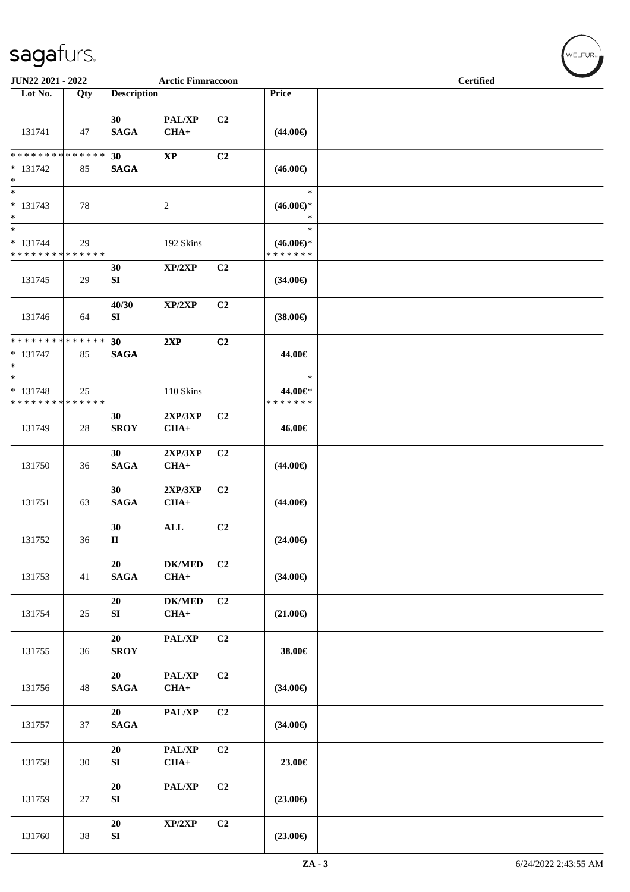| Lot No. | Qty | Description | | | Price | |
|---|---|---|---|---|---|---|
| 131741 | 47 | 30 SAGA | PAL/XP CHA+ | C2 | (44.00€) | |
| * * * * * * * * * * * * * * * 131742 * | 85 | 30 SAGA | XP | C2 | (46.00€) | |
| * * 131743 * | 78 | | 2 | | * (46.00€)* * | |
| * * 131744 * * * * * * * * * * * * * * | 29 | | 192 Skins | | * (46.00€)* * * * * * * * | |
| 131745 | 29 | 30 SI | XP/2XP | C2 | (34.00€) | |
| 131746 | 64 | 40/30 SI | XP/2XP | C2 | (38.00€) | |
| * * * * * * * * * * * * * * * 131747 * | 85 | 30 SAGA | 2XP | C2 | 44.00€ | |
| * * 131748 * * * * * * * * * * * * * * | 25 | | 110 Skins | | * 44.00€* * * * * * * * | |
| 131749 | 28 | 30 SROY | 2XP/3XP CHA+ | C2 | 46.00€ | |
| 131750 | 36 | 30 SAGA | 2XP/3XP CHA+ | C2 | (44.00€) | |
| 131751 | 63 | 30 SAGA | 2XP/3XP CHA+ | C2 | (44.00€) | |
| 131752 | 36 | 30 II | ALL | C2 | (24.00€) | |
| 131753 | 41 | 20 SAGA | DK/MED CHA+ | C2 | (34.00€) | |
| 131754 | 25 | 20 SI | DK/MED CHA+ | C2 | (21.00€) | |
| 131755 | 36 | 20 SROY | PAL/XP | C2 | 38.00€ | |
| 131756 | 48 | 20 SAGA | PAL/XP CHA+ | C2 | (34.00€) | |
| 131757 | 37 | 20 SAGA | PAL/XP | C2 | (34.00€) | |
| 131758 | 30 | 20 SI | PAL/XP CHA+ | C2 | 23.00€ | |
| 131759 | 27 | 20 SI | PAL/XP | C2 | (23.00€) | |
| 131760 | 38 | 20 SI | XP/2XP | C2 | (23.00€) | |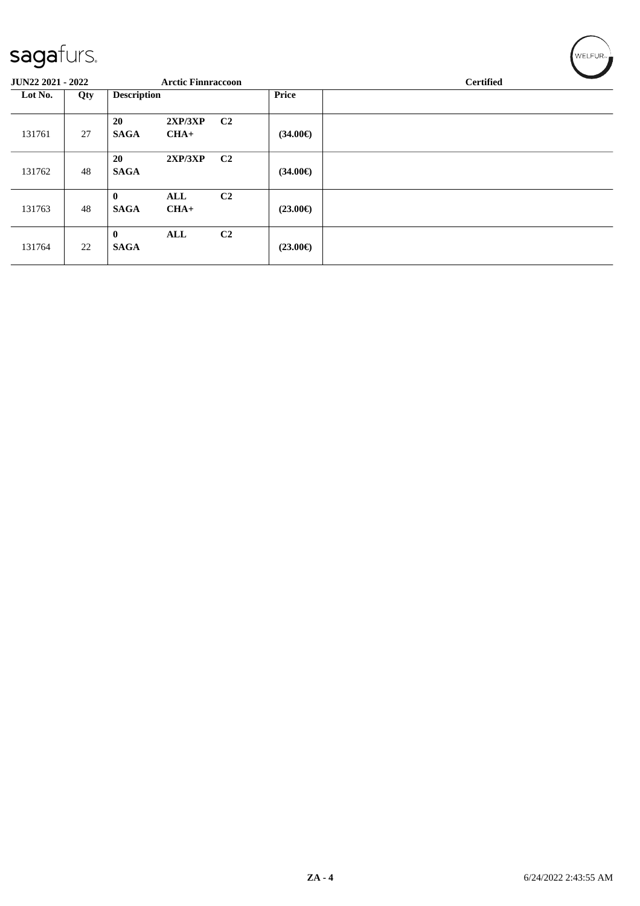JUN22 2021 - 2022 Arctic Finnraccoon Certified

| Lot No. | Qty | Description | | | Price | |
|---|---|---|---|---|---|---|
| 131761 | 27 | **20** **SAGA** | **2XP/3XP** **CHA+** | **C2** | **(34.00€)** | |
| 131762 | 48 | **20** **SAGA** | **2XP/3XP** | **C2** | **(34.00€)** | |
| 131763 | 48 | **0** **SAGA** | **ALL** **CHA+** | **C2** | **(23.00€)** | |
| 131764 | 22 | **0** **SAGA** | **ALL** | **C2** | **(23.00€)** | |